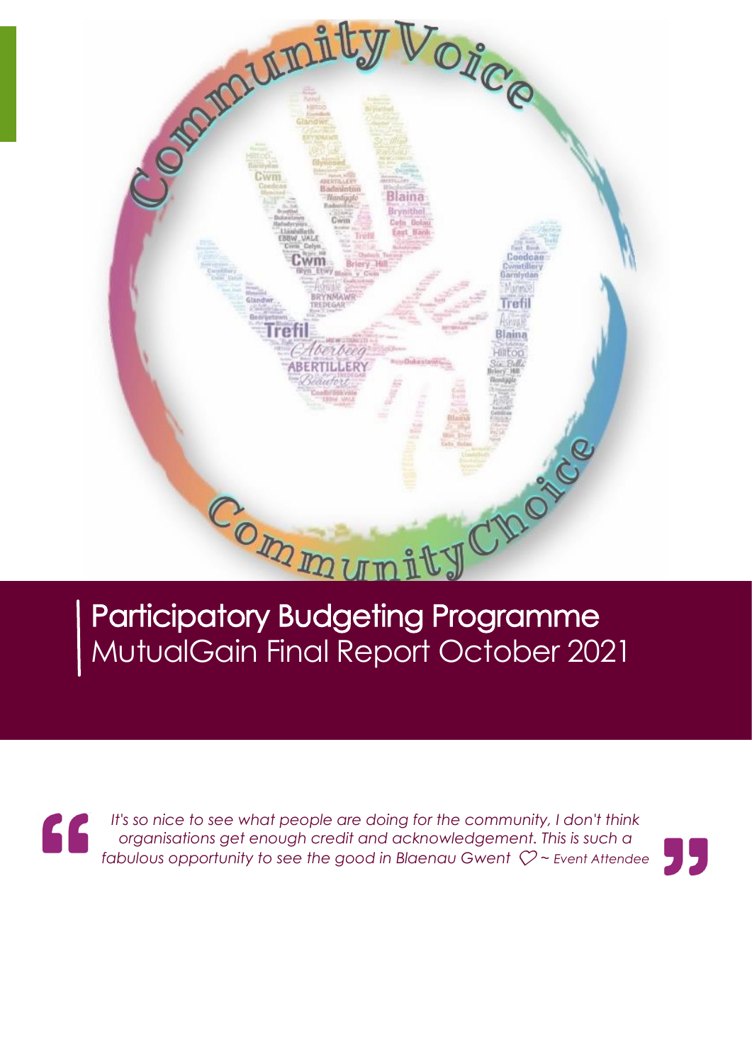# Participatory Budgeting Programme

MutualGain Final Report October 2021

> *It's so nice to see what people are doing for the community, I don't think organisations get enough credit and acknowledgement. This is such a fabulous opportunity to see the good in Blaenau Gwent ♡ ~ Event Attendee*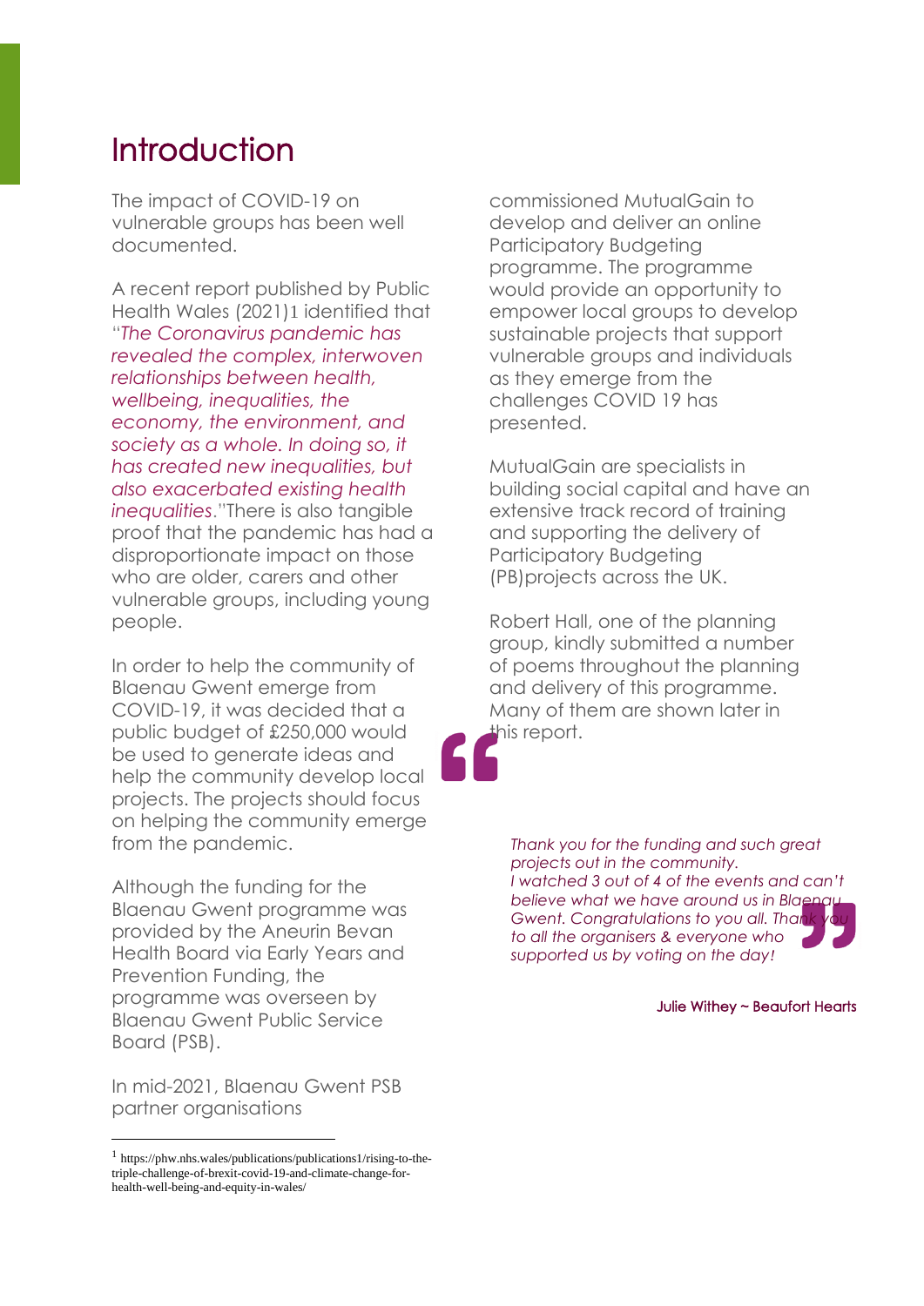# Introduction

The impact of COVID-19 on vulnerable groups has been well documented.

A recent report published by Public Health Wales (2021)1 identified that "*The Coronavirus pandemic has revealed the complex, interwoven relationships between health, wellbeing, inequalities, the economy, the environment, and society as a whole. In doing so, it has created new inequalities, but also exacerbated existing health inequalities*."There is also tangible proof that the pandemic has had a disproportionate impact on those who are older, carers and other vulnerable groups, including young people.

In order to help the community of Blaenau Gwent emerge from COVID-19, it was decided that a public budget of £250,000 would be used to generate ideas and help the community develop local projects. The projects should focus on helping the community emerge from the pandemic.

Although the funding for the Blaenau Gwent programme was provided by the Aneurin Bevan Health Board via Early Years and Prevention Funding, the programme was overseen by Blaenau Gwent Public Service Board (PSB).

In mid-2021, Blaenau Gwent PSB partner organisations commissioned MutualGain to develop and deliver an online Participatory Budgeting programme. The programme would provide an opportunity to empower local groups to develop sustainable projects that support vulnerable groups and individuals as they emerge from the challenges COVID 19 has presented.

MutualGain are specialists in building social capital and have an extensive track record of training and supporting the delivery of Participatory Budgeting (PB)projects across the UK.

Robert Hall, one of the planning group, kindly submitted a number of poems throughout the planning and delivery of this programme. Many of them are shown later in this report.

> *Thank you for the funding and such great projects out in the community.*
> *I watched 3 out of 4 of the events and can't believe what we have around us in Blaenau Gwent. Congratulations to you all. Thank you to all the organisers & everyone who supported us by voting on the day!*
>
> Julie Withey ~ Beaufort Hearts

[1] https://phw.nhs.wales/publications/publications1/rising-to-the-triple-challenge-of-brexit-covid-19-and-climate-change-for-health-well-being-and-equity-in-wales/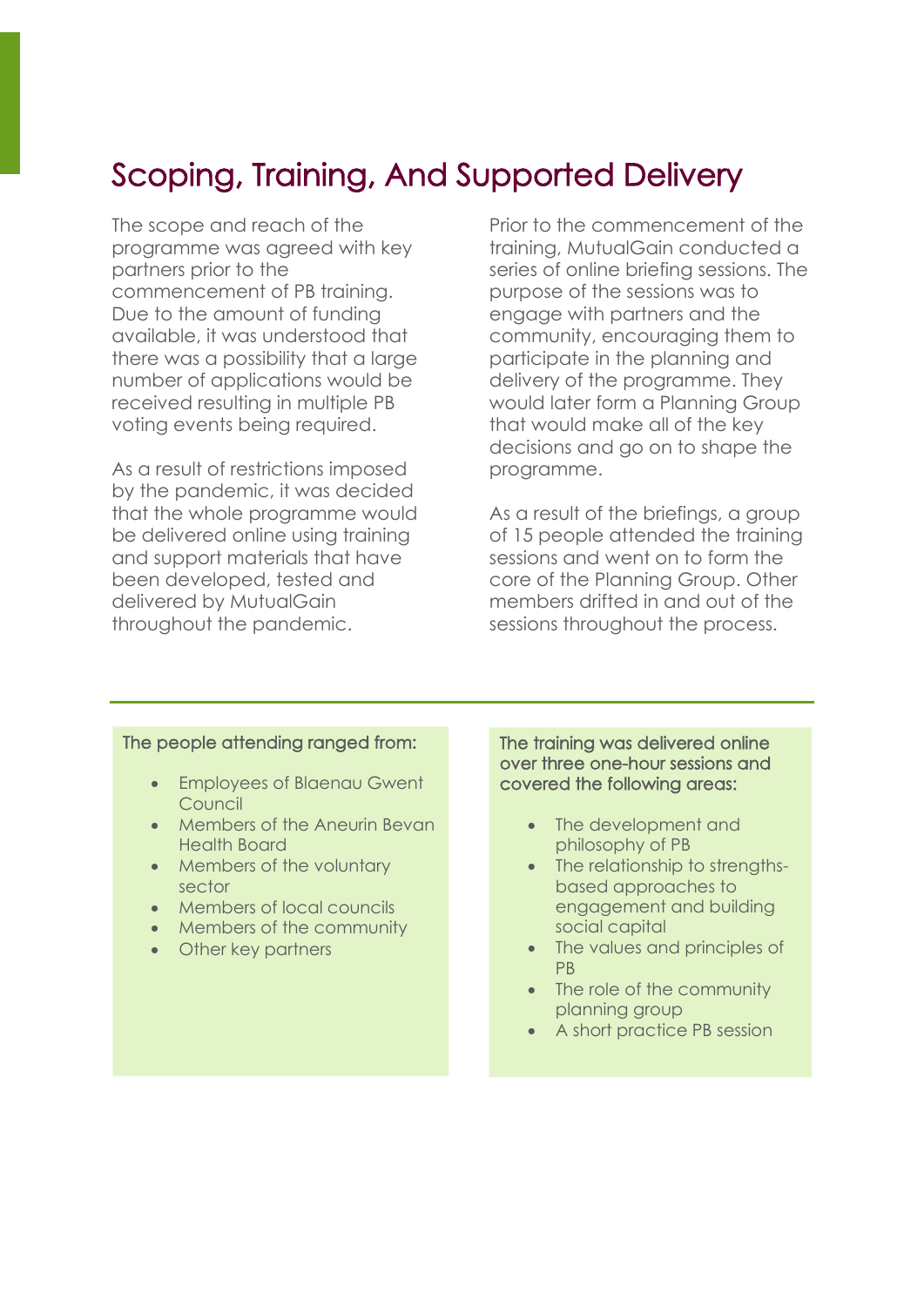## Scoping, Training, And Supported Delivery

The scope and reach of the programme was agreed with key partners prior to the commencement of PB training. Due to the amount of funding available, it was understood that there was a possibility that a large number of applications would be received resulting in multiple PB voting events being required.

As a result of restrictions imposed by the pandemic, it was decided that the whole programme would be delivered online using training and support materials that have been developed, tested and delivered by MutualGain throughout the pandemic.

Prior to the commencement of the training, MutualGain conducted a series of online briefing sessions. The purpose of the sessions was to engage with partners and the community, encouraging them to participate in the planning and delivery of the programme. They would later form a Planning Group that would make all of the key decisions and go on to shape the programme.

As a result of the briefings, a group of 15 people attended the training sessions and went on to form the core of the Planning Group. Other members drifted in and out of the sessions throughout the process.

The people attending ranged from:

- Employees of Blaenau Gwent Council
- Members of the Aneurin Bevan Health Board
- Members of the voluntary sector
- Members of local councils
- Members of the community
- Other key partners

The training was delivered online over three one-hour sessions and covered the following areas:

- The development and philosophy of PB
- The relationship to strengths-based approaches to engagement and building social capital
- The values and principles of PB
- The role of the community planning group
- A short practice PB session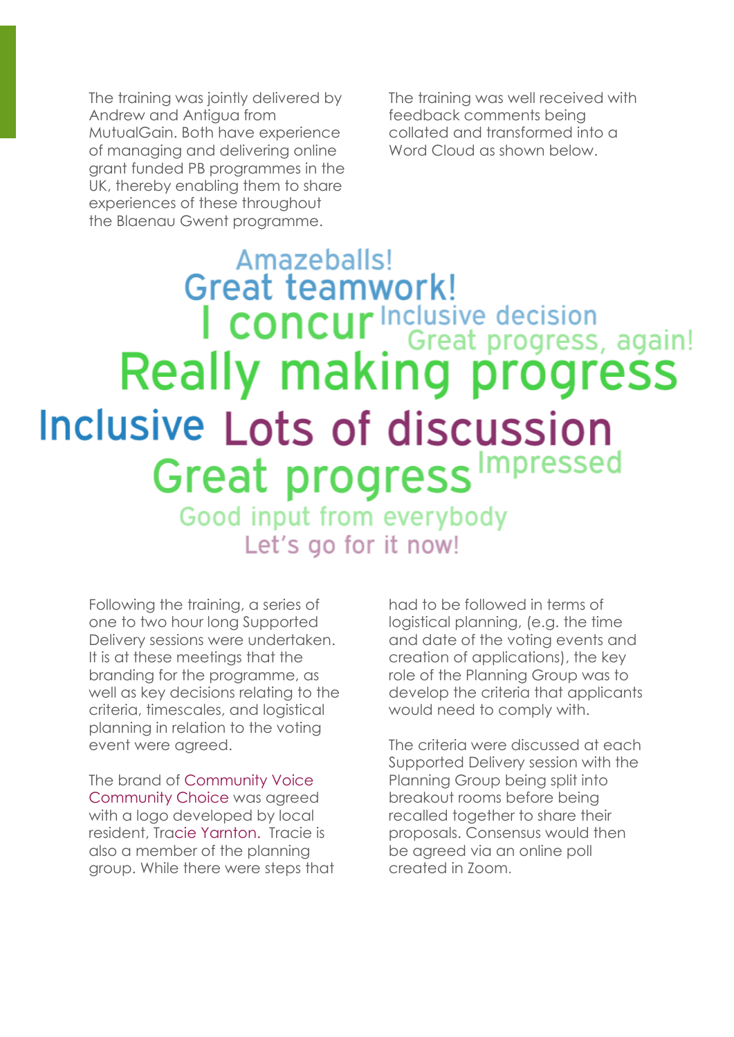The training was jointly delivered by Andrew and Antigua from MutualGain. Both have experience of managing and delivering online grant funded PB programmes in the UK, thereby enabling them to share experiences of these throughout the Blaenau Gwent programme.

The training was well received with feedback comments being collated and transformed into a Word Cloud as shown below.

Amazeballs!
Great teamwork!
I concur
Inclusive decision
Great progress, again!
Really making progress
Inclusive
Lots of discussion
Great progress
Impressed
Good input from everybody
Let's go for it now!

Following the training, a series of one to two hour long Supported Delivery sessions were undertaken. It is at these meetings that the branding for the programme, as well as key decisions relating to the criteria, timescales, and logistical planning in relation to the voting event were agreed.

The brand of Community Voice Community Choice was agreed with a logo developed by local resident, Tracie Yarnton. Tracie is also a member of the planning group. While there were steps that had to be followed in terms of logistical planning, (e.g. the time and date of the voting events and creation of applications), the key role of the Planning Group was to develop the criteria that applicants would need to comply with.

The criteria were discussed at each Supported Delivery session with the Planning Group being split into breakout rooms before being recalled together to share their proposals. Consensus would then be agreed via an online poll created in Zoom.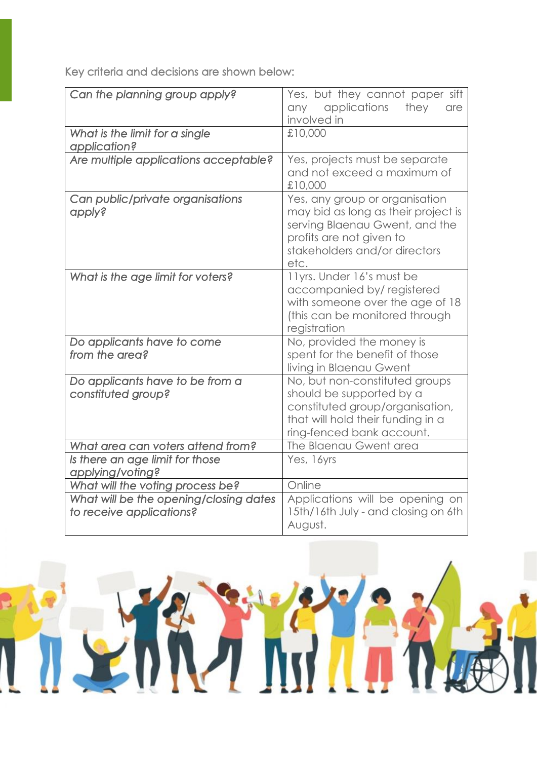Key criteria and decisions are shown below:

| | |
|---|---|
| *Can the planning group apply?* | Yes, but they cannot paper sift any applications they are involved in |
| *What is the limit for a single application?* | £10,000 |
| *Are multiple applications acceptable?* | Yes, projects must be separate and not exceed a maximum of £10,000 |
| *Can public/private organisations apply?* | Yes, any group or organisation may bid as long as their project is serving Blaenau Gwent, and the profits are not given to stakeholders and/or directors etc. |
| *What is the age limit for voters?* | 11yrs. Under 16's must be accompanied by/ registered with someone over the age of 18 (this can be monitored through registration |
| *Do applicants have to come from the area?* | No, provided the money is spent for the benefit of those living in Blaenau Gwent |
| *Do applicants have to be from a constituted group?* | No, but non-constituted groups should be supported by a constituted group/organisation, that will hold their funding in a ring-fenced bank account. |
| *What area can voters attend from?* | The Blaenau Gwent area |
| *Is there an age limit for those applying/voting?* | Yes, 16yrs |
| *What will the voting process be?* | Online |
| *What will be the opening/closing dates to receive applications?* | Applications will be opening on 15th/16th July - and closing on 6th August. |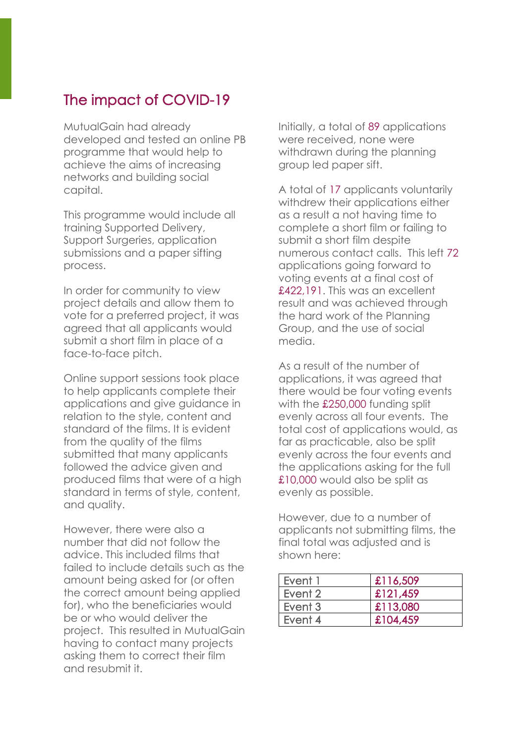## The impact of COVID-19

MutualGain had already developed and tested an online PB programme that would help to achieve the aims of increasing networks and building social capital.

This programme would include all training Supported Delivery, Support Surgeries, application submissions and a paper sifting process.

In order for community to view project details and allow them to vote for a preferred project, it was agreed that all applicants would submit a short film in place of a face-to-face pitch.

Online support sessions took place to help applicants complete their applications and give guidance in relation to the style, content and standard of the films. It is evident from the quality of the films submitted that many applicants followed the advice given and produced films that were of a high standard in terms of style, content, and quality.

However, there were also a number that did not follow the advice. This included films that failed to include details such as the amount being asked for (or often the correct amount being applied for), who the beneficiaries would be or who would deliver the project. This resulted in MutualGain having to contact many projects asking them to correct their film and resubmit it.

Initially, a total of 89 applications were received, none were withdrawn during the planning group led paper sift.

A total of 17 applicants voluntarily withdrew their applications either as a result a not having time to complete a short film or failing to submit a short film despite numerous contact calls. This left 72 applications going forward to voting events at a final cost of £422,191. This was an excellent result and was achieved through the hard work of the Planning Group, and the use of social media.

As a result of the number of applications, it was agreed that there would be four voting events with the £250,000 funding split evenly across all four events. The total cost of applications would, as far as practicable, also be split evenly across the four events and the applications asking for the full £10,000 would also be split as evenly as possible.

However, due to a number of applicants not submitting films, the final total was adjusted and is shown here:

| | |
|---|---|
| Event 1 | £116,509 |
| Event 2 | £121,459 |
| Event 3 | £113,080 |
| Event 4 | £104,459 |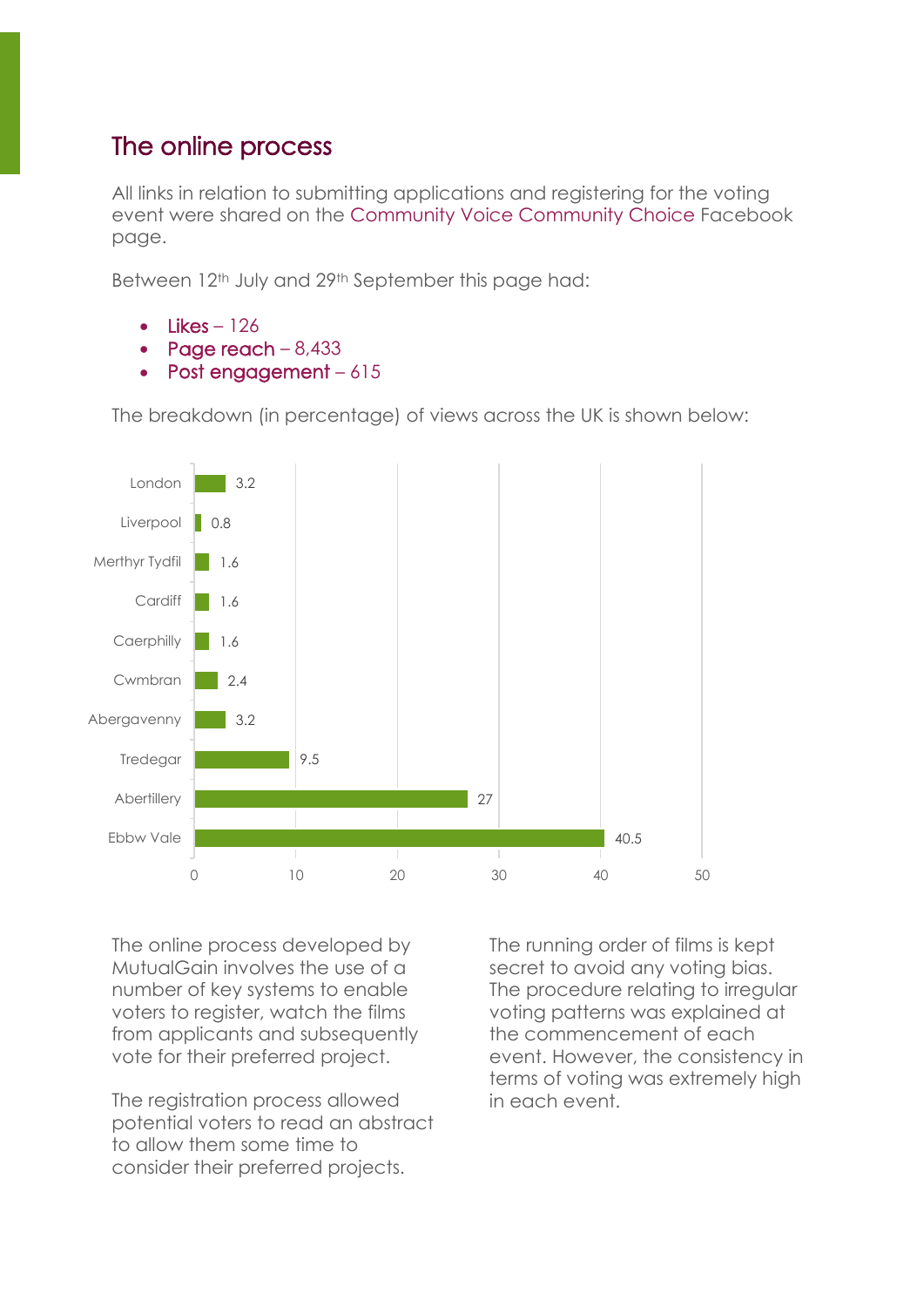## The online process

All links in relation to submitting applications and registering for the voting event were shared on the Community Voice Community Choice Facebook page.

Between 12th July and 29th September this page had:

- **Likes** – 126
- **Page reach** – 8,433
- **Post engagement** – 615

The breakdown (in percentage) of views across the UK is shown below:

London 3.2
Liverpool 0.8
Merthyr Tydfil 1.6
Cardiff 1.6
Caerphilly 1.6
Cwmbran 2.4
Abergavenny 3.2
Tredegar 9.5
Abertillery 27
Ebbw Vale 40.5

0 10 20 30 40 50

The online process developed by MutualGain involves the use of a number of key systems to enable voters to register, watch the films from applicants and subsequently vote for their preferred project.

The registration process allowed potential voters to read an abstract to allow them some time to consider their preferred projects.

The running order of films is kept secret to avoid any voting bias. The procedure relating to irregular voting patterns was explained at the commencement of each event. However, the consistency in terms of voting was extremely high in each event.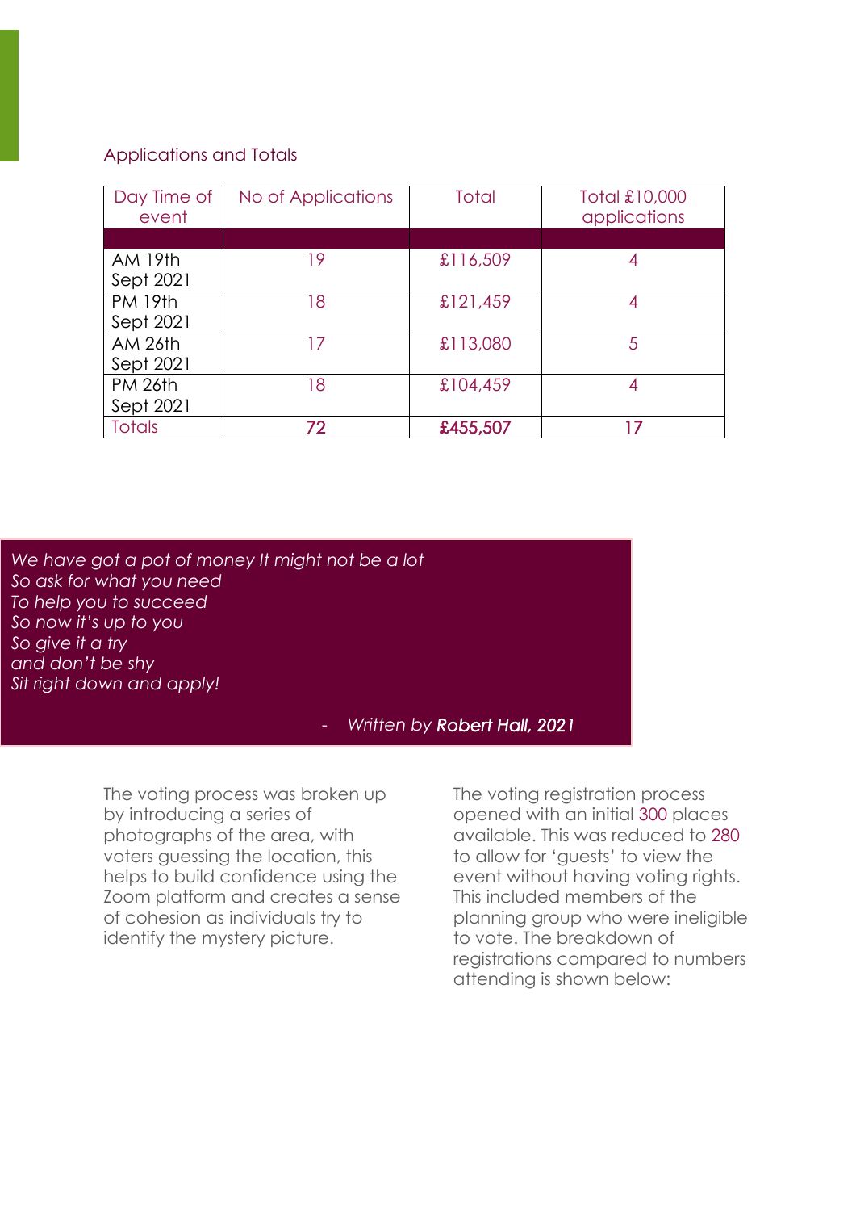## Applications and Totals

| Day Time of event | No of Applications | Total | Total £10,000 applications |
|---|---|---|---|
| | | | |
| AM 19th Sept 2021 | 19 | £116,509 | 4 |
| PM 19th Sept 2021 | 18 | £121,459 | 4 |
| AM 26th Sept 2021 | 17 | £113,080 | 5 |
| PM 26th Sept 2021 | 18 | £104,459 | 4 |
| Totals | **72** | **£455,507** | **17** |

*We have got a pot of money It might not be a lot*
*So ask for what you need*
*To help you to succeed*
*So now it's up to you*
*So give it a try*
*and don't be shy*
*Sit right down and apply!*

- *Written by **Robert Hall, 2021***

The voting process was broken up by introducing a series of photographs of the area, with voters guessing the location, this helps to build confidence using the Zoom platform and creates a sense of cohesion as individuals try to identify the mystery picture.

The voting registration process opened with an initial 300 places available. This was reduced to 280 to allow for 'guests' to view the event without having voting rights. This included members of the planning group who were ineligible to vote. The breakdown of registrations compared to numbers attending is shown below: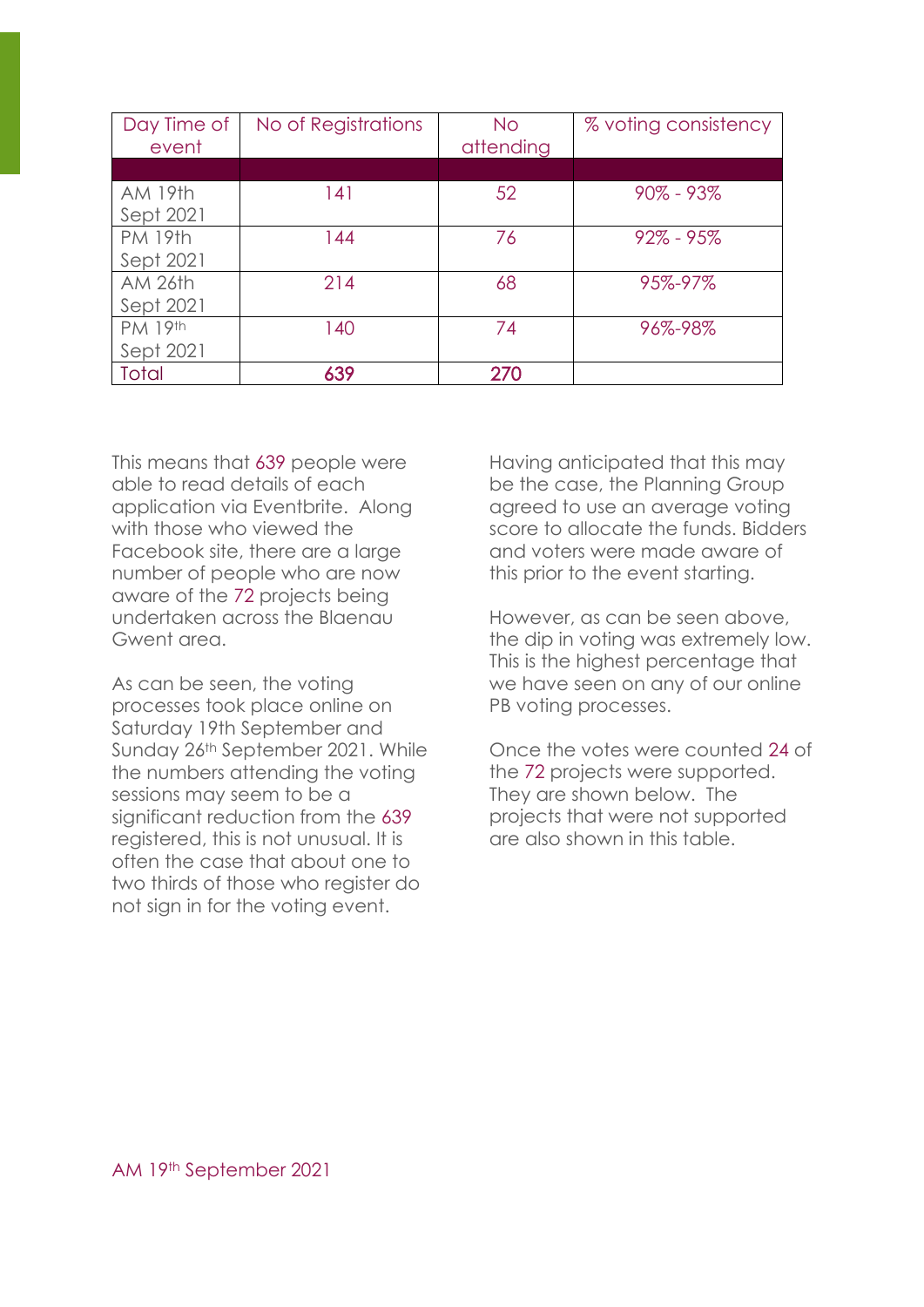| Day Time of event | No of Registrations | No attending | % voting consistency |
|---|---|---|---|
| | | | |
| AM 19th Sept 2021 | 141 | 52 | 90% - 93% |
| PM 19th Sept 2021 | 144 | 76 | 92% - 95% |
| AM 26th Sept 2021 | 214 | 68 | 95%-97% |
| PM 19th Sept 2021 | 140 | 74 | 96%-98% |
| Total | 639 | 270 | |

This means that 639 people were able to read details of each application via Eventbrite. Along with those who viewed the Facebook site, there are a large number of people who are now aware of the 72 projects being undertaken across the Blaenau Gwent area.

As can be seen, the voting processes took place online on Saturday 19th September and Sunday 26th September 2021. While the numbers attending the voting sessions may seem to be a significant reduction from the 639 registered, this is not unusual. It is often the case that about one to two thirds of those who register do not sign in for the voting event.

Having anticipated that this may be the case, the Planning Group agreed to use an average voting score to allocate the funds. Bidders and voters were made aware of this prior to the event starting.

However, as can be seen above, the dip in voting was extremely low. This is the highest percentage that we have seen on any of our online PB voting processes.

Once the votes were counted 24 of the 72 projects were supported. They are shown below. The projects that were not supported are also shown in this table.

AM 19th September 2021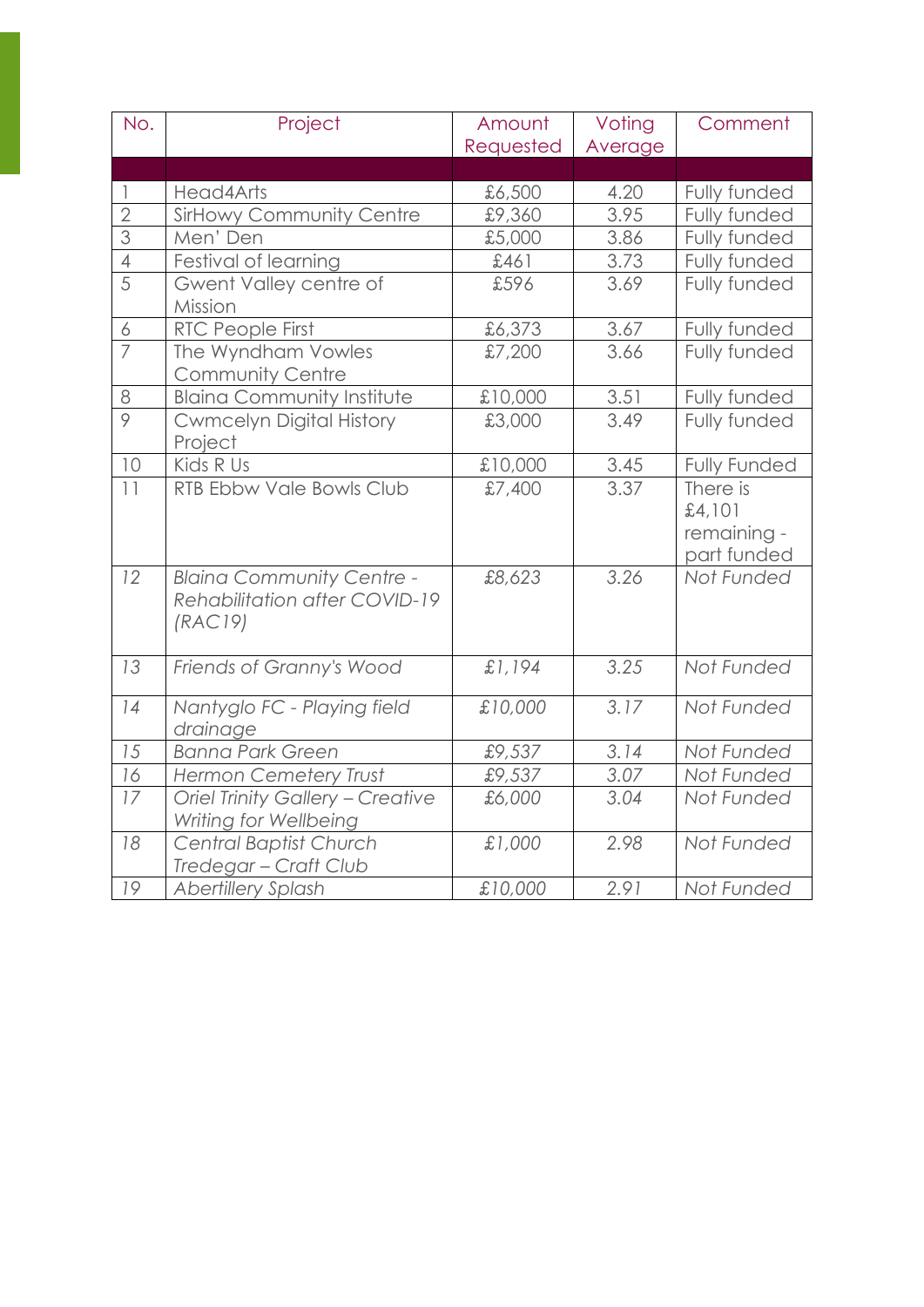| No. | Project | Amount Requested | Voting Average | Comment |
|---|---|---|---|---|
| | | | | |
| 1 | Head4Arts | £6,500 | 4.20 | Fully funded |
| 2 | SirHowy Community Centre | £9,360 | 3.95 | Fully funded |
| 3 | Men' Den | £5,000 | 3.86 | Fully funded |
| 4 | Festival of learning | £461 | 3.73 | Fully funded |
| 5 | Gwent Valley centre of Mission | £596 | 3.69 | Fully funded |
| 6 | RTC People First | £6,373 | 3.67 | Fully funded |
| 7 | The Wyndham Vowles Community Centre | £7,200 | 3.66 | Fully funded |
| 8 | Blaina Community Institute | £10,000 | 3.51 | Fully funded |
| 9 | Cwmcelyn Digital History Project | £3,000 | 3.49 | Fully funded |
| 10 | Kids R Us | £10,000 | 3.45 | Fully Funded |
| 11 | RTB Ebbw Vale Bowls Club | £7,400 | 3.37 | There is £4,101 remaining - part funded |
| *12* | *Blaina Community Centre - Rehabilitation after COVID-19 (RAC19)* | *£8,623* | *3.26* | *Not Funded* |
| *13* | *Friends of Granny's Wood* | *£1,194* | *3.25* | *Not Funded* |
| *14* | *Nantyglo FC - Playing field drainage* | *£10,000* | *3.17* | *Not Funded* |
| *15* | *Banna Park Green* | *£9,537* | *3.14* | *Not Funded* |
| *16* | *Hermon Cemetery Trust* | *£9,537* | *3.07* | *Not Funded* |
| *17* | *Oriel Trinity Gallery – Creative Writing for Wellbeing* | *£6,000* | *3.04* | *Not Funded* |
| *18* | *Central Baptist Church Tredegar – Craft Club* | *£1,000* | *2.98* | *Not Funded* |
| *19* | *Abertillery Splash* | *£10,000* | *2.91* | *Not Funded* |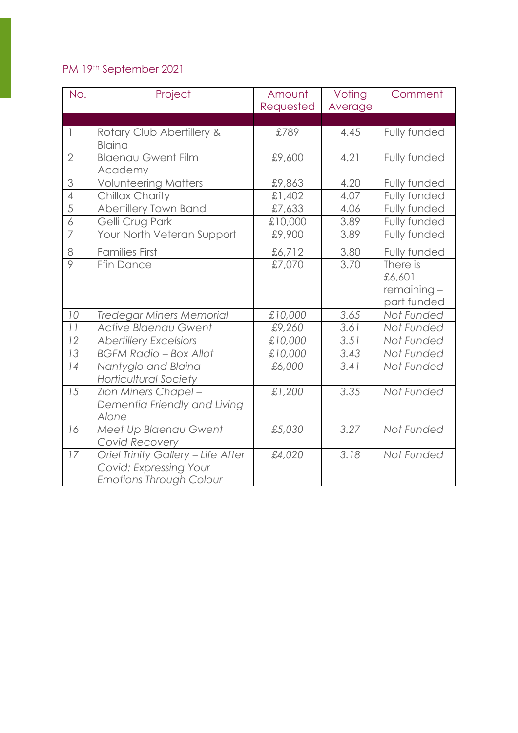PM 19th September 2021

| No. | Project | Amount Requested | Voting Average | Comment |
|---|---|---|---|---|
| | | | | |
| 1 | Rotary Club Abertillery & Blaina | £789 | 4.45 | Fully funded |
| 2 | Blaenau Gwent Film Academy | £9,600 | 4.21 | Fully funded |
| 3 | Volunteering Matters | £9,863 | 4.20 | Fully funded |
| 4 | Chillax Charity | £1,402 | 4.07 | Fully funded |
| 5 | Abertillery Town Band | £7,633 | 4.06 | Fully funded |
| 6 | Gelli Crug Park | £10,000 | 3.89 | Fully funded |
| 7 | Your North Veteran Support | £9,900 | 3.89 | Fully funded |
| 8 | Families First | £6,712 | 3.80 | Fully funded |
| 9 | Ffin Dance | £7,070 | 3.70 | There is £6,601 remaining – part funded |
| *10* | *Tredegar Miners Memorial* | *£10,000* | *3.65* | *Not Funded* |
| *11* | *Active Blaenau Gwent* | *£9,260* | *3.61* | *Not Funded* |
| *12* | *Abertillery Excelsiors* | *£10,000* | *3.51* | *Not Funded* |
| *13* | *BGFM Radio – Box Allot* | *£10,000* | *3.43* | *Not Funded* |
| *14* | *Nantyglo and Blaina Horticultural Society* | *£6,000* | *3.41* | *Not Funded* |
| *15* | *Zion Miners Chapel – Dementia Friendly and Living Alone* | *£1,200* | *3.35* | *Not Funded* |
| *16* | *Meet Up Blaenau Gwent Covid Recovery* | *£5,030* | *3.27* | *Not Funded* |
| *17* | *Oriel Trinity Gallery – Life After Covid: Expressing Your Emotions Through Colour* | *£4,020* | *3.18* | *Not Funded* |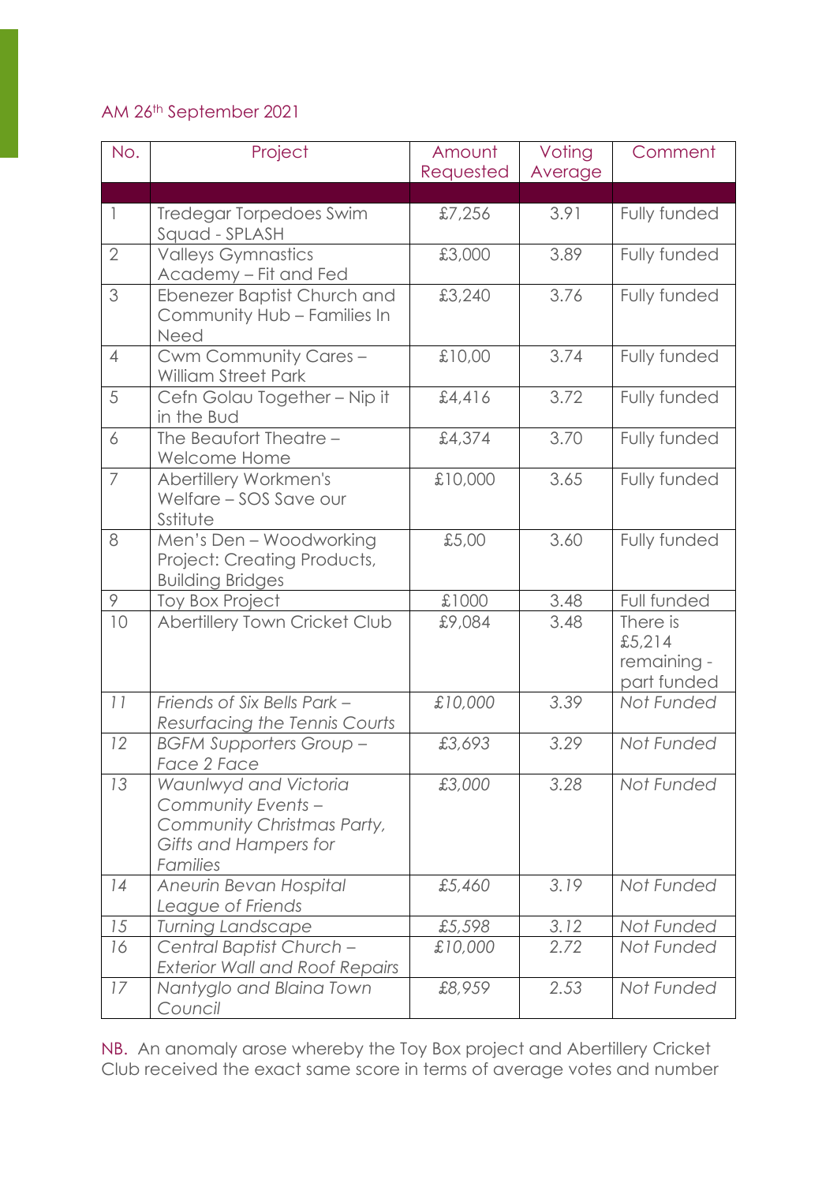AM 26th September 2021

| No. | Project | Amount Requested | Voting Average | Comment |
|---|---|---|---|---|
| | | | | |
| 1 | Tredegar Torpedoes Swim Squad - SPLASH | £7,256 | 3.91 | Fully funded |
| 2 | Valleys Gymnastics Academy – Fit and Fed | £3,000 | 3.89 | Fully funded |
| 3 | Ebenezer Baptist Church and Community Hub – Families In Need | £3,240 | 3.76 | Fully funded |
| 4 | Cwm Community Cares – William Street Park | £10,00 | 3.74 | Fully funded |
| 5 | Cefn Golau Together – Nip it in the Bud | £4,416 | 3.72 | Fully funded |
| 6 | The Beaufort Theatre – Welcome Home | £4,374 | 3.70 | Fully funded |
| 7 | Abertillery Workmen's Welfare – SOS Save our Sstitute | £10,000 | 3.65 | Fully funded |
| 8 | Men's Den – Woodworking Project: Creating Products, Building Bridges | £5,00 | 3.60 | Fully funded |
| 9 | Toy Box Project | £1000 | 3.48 | Full funded |
| 10 | Abertillery Town Cricket Club | £9,084 | 3.48 | There is £5,214 remaining - part funded |
| *11* | *Friends of Six Bells Park – Resurfacing the Tennis Courts* | *£10,000* | *3.39* | *Not Funded* |
| *12* | *BGFM Supporters Group – Face 2 Face* | *£3,693* | *3.29* | *Not Funded* |
| *13* | *Waunlwyd and Victoria Community Events – Community Christmas Party, Gifts and Hampers for Families* | *£3,000* | *3.28* | *Not Funded* |
| *14* | *Aneurin Bevan Hospital League of Friends* | *£5,460* | *3.19* | *Not Funded* |
| *15* | *Turning Landscape* | *£5,598* | *3.12* | *Not Funded* |
| *16* | *Central Baptist Church – Exterior Wall and Roof Repairs* | *£10,000* | *2.72* | *Not Funded* |
| *17* | *Nantyglo and Blaina Town Council* | *£8,959* | *2.53* | *Not Funded* |

NB. An anomaly arose whereby the Toy Box project and Abertillery Cricket Club received the exact same score in terms of average votes and number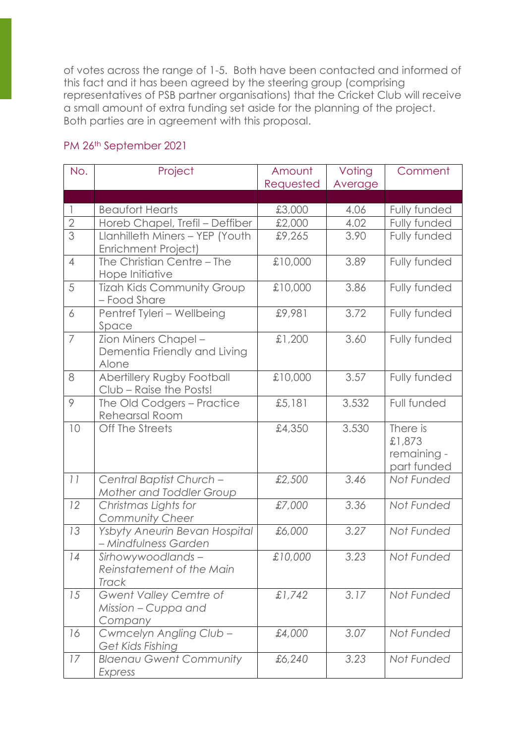of votes across the range of 1-5. Both have been contacted and informed of this fact and it has been agreed by the steering group (comprising representatives of PSB partner organisations) that the Cricket Club will receive a small amount of extra funding set aside for the planning of the project. Both parties are in agreement with this proposal.

PM 26th September 2021

| No. | Project | Amount Requested | Voting Average | Comment |
|---|---|---|---|---|
| | | | | |
| 1 | Beaufort Hearts | £3,000 | 4.06 | Fully funded |
| 2 | Horeb Chapel, Trefil – Deffiber | £2,000 | 4.02 | Fully funded |
| 3 | Llanhilleth Miners – YEP (Youth Enrichment Project) | £9,265 | 3.90 | Fully funded |
| 4 | The Christian Centre – The Hope Initiative | £10,000 | 3.89 | Fully funded |
| 5 | Tizah Kids Community Group – Food Share | £10,000 | 3.86 | Fully funded |
| 6 | Pentref Tyleri – Wellbeing Space | £9,981 | 3.72 | Fully funded |
| 7 | Zion Miners Chapel – Dementia Friendly and Living Alone | £1,200 | 3.60 | Fully funded |
| 8 | Abertillery Rugby Football Club – Raise the Posts! | £10,000 | 3.57 | Fully funded |
| 9 | The Old Codgers – Practice Rehearsal Room | £5,181 | 3.532 | Full funded |
| 10 | Off The Streets | £4,350 | 3.530 | There is £1,873 remaining - part funded |
| *11* | *Central Baptist Church – Mother and Toddler Group* | *£2,500* | *3.46* | *Not Funded* |
| *12* | *Christmas Lights for Community Cheer* | *£7,000* | *3.36* | *Not Funded* |
| *13* | *Ysbyty Aneurin Bevan Hospital – Mindfulness Garden* | *£6,000* | *3.27* | *Not Funded* |
| *14* | *Sirhowywoodlands – Reinstatement of the Main Track* | *£10,000* | *3.23* | *Not Funded* |
| *15* | *Gwent Valley Cemtre of Mission – Cuppa and Company* | *£1,742* | *3.17* | *Not Funded* |
| *16* | *Cwmcelyn Angling Club – Get Kids Fishing* | *£4,000* | *3.07* | *Not Funded* |
| *17* | *Blaenau Gwent Community Express* | *£6,240* | *3.23* | *Not Funded* |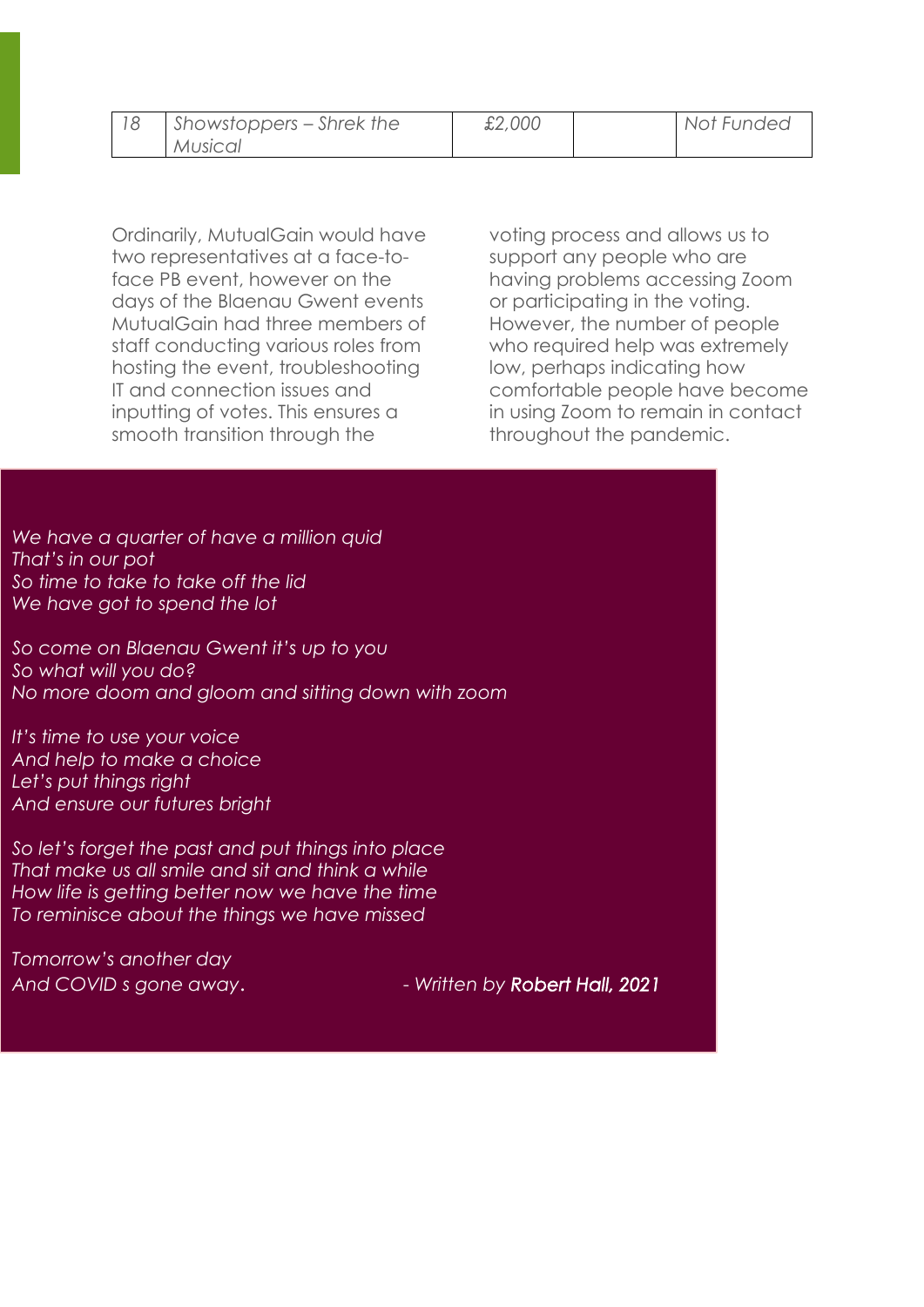| | | | | |
|---|---|---|---|---|
| 18 | Showstoppers – Shrek the Musical | £2,000 | | Not Funded |

Ordinarily, MutualGain would have two representatives at a face-to-face PB event, however on the days of the Blaenau Gwent events MutualGain had three members of staff conducting various roles from hosting the event, troubleshooting IT and connection issues and inputting of votes. This ensures a smooth transition through the voting process and allows us to support any people who are having problems accessing Zoom or participating in the voting. However, the number of people who required help was extremely low, perhaps indicating how comfortable people have become in using Zoom to remain in contact throughout the pandemic.

*We have a quarter of have a million quid*
*That's in our pot*
*So time to take to take off the lid*
*We have got to spend the lot*

*So come on Blaenau Gwent it's up to you*
*So what will you do?*
*No more doom and gloom and sitting down with zoom*

*It's time to use your voice*
*And help to make a choice*
*Let's put things right*
*And ensure our futures bright*

*So let's forget the past and put things into place*
*That make us all smile and sit and think a while*
*How life is getting better now we have the time*
*To reminisce about the things we have missed*

*Tomorrow's another day*
*And COVID s gone away.*

*- Written by* ***Robert Hall, 2021***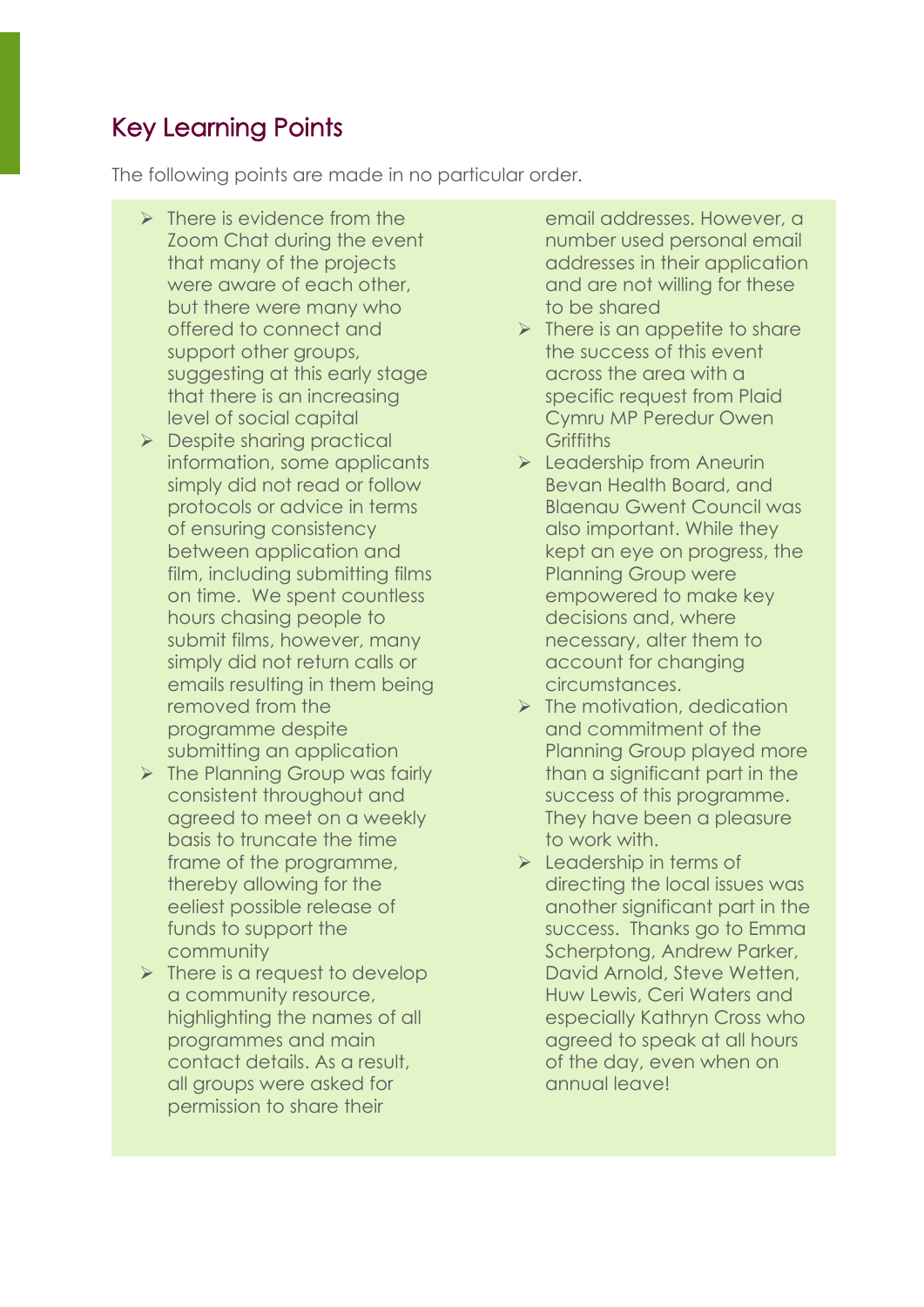## Key Learning Points

The following points are made in no particular order.

- There is evidence from the Zoom Chat during the event that many of the projects were aware of each other, but there were many who offered to connect and support other groups, suggesting at this early stage that there is an increasing level of social capital
- Despite sharing practical information, some applicants simply did not read or follow protocols or advice in terms of ensuring consistency between application and film, including submitting films on time. We spent countless hours chasing people to submit films, however, many simply did not return calls or emails resulting in them being removed from the programme despite submitting an application
- The Plannig Group was fairly consistent throughout and agreed to meet on a weekly basis to truncate the time frame of the programme, thereby allowing for the eeliest possible release of funds to support the community
- There is a request to develop a community resource, highlighting the names of all programmes and main contact details. As a result, all groups were asked for permission to share their email addresses. However, a number used personal email addresses in their application and are not willing for these to be shared
- There is an appetite to share the success of this event across the area with a specific request from Plaid Cymru MP Peredur Owen Griffiths
- Leadership from Aneurin Bevan Health Board, and Blaenau Gwent Council was also important. While they kept an eye on progress, the Planning Group were empowered to make key decisions and, where necessary, alter them to account for changing circumstances.
- The motivation, dedication and commitment of the Planning Group played more than a significant part in the success of this programme. They have been a pleasure to work with.
- Leadership in terms of directing the local issues was another significant part in the success. Thanks go to Emma Scherptong, Andrew Parker, David Arnold, Steve Wetten, Huw Lewis, Ceri Waters and especially Kathryn Cross who agreed to speak at all hours of the day, even when on annual leave!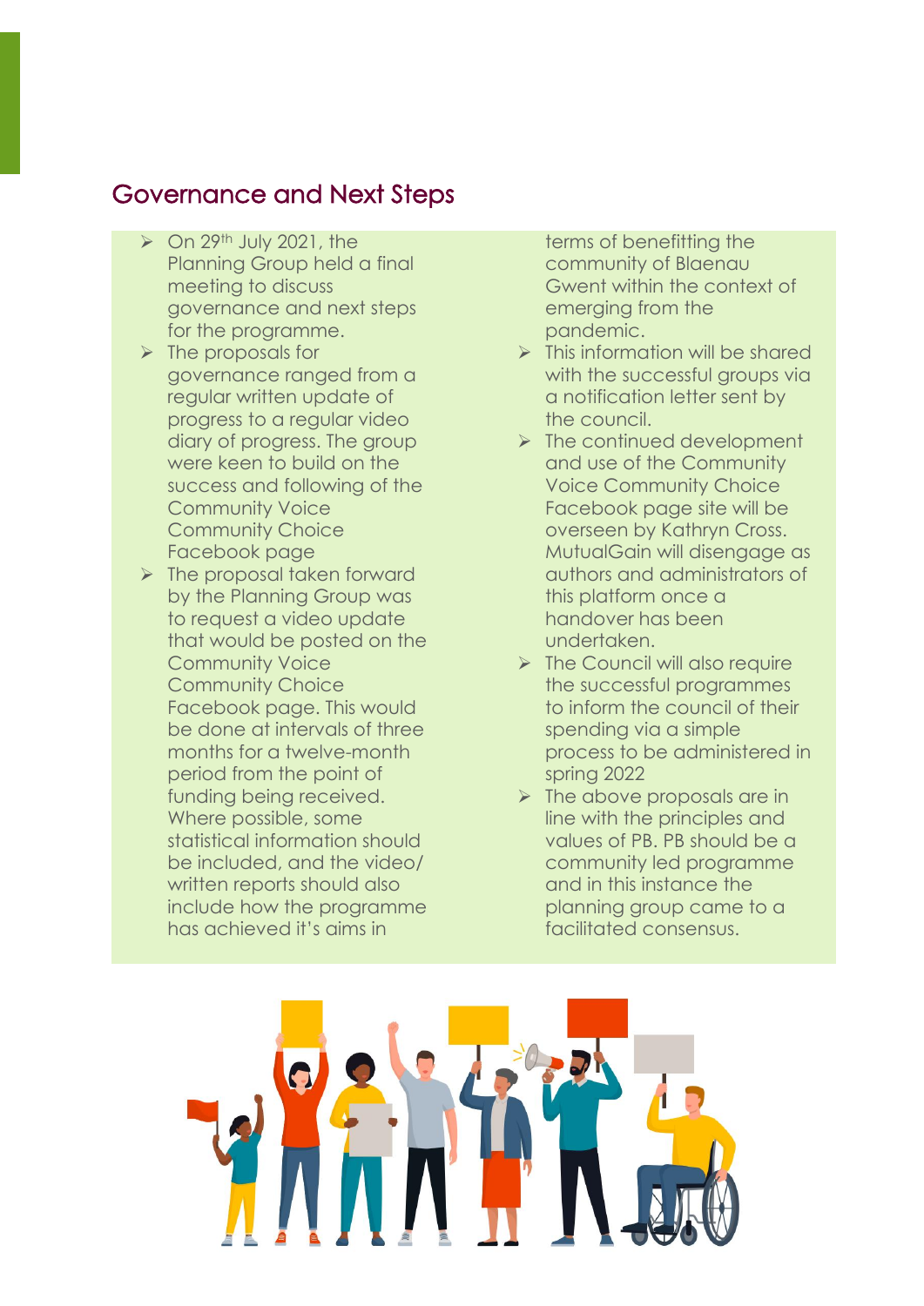## Governance and Next Steps

- On 29th July 2021, the Planning Group held a final meeting to discuss governance and next steps for the programme.
- The proposals for governance ranged from a regular written update of progress to a regular video diary of progress. The group were keen to build on the success and following of the Community Voice Community Choice Facebook page
- The proposal taken forward by the Planning Group was to request a video update that would be posted on the Community Voice Community Choice Facebook page. This would be done at intervals of three months for a twelve-month period from the point of funding being received. Where possible, some statistical information should be included, and the video/ written reports should also include how the programme has achieved it's aims in terms of benefitting the community of Blaenau Gwent within the context of emerging from the pandemic.
- This information will be shared with the successful groups via a notification letter sent by the council.
- The continued development and use of the Community Voice Community Choice Facebook page site will be overseen by Kathryn Cross. MutualGain will disengage as authors and administrators of this platform once a handover has been undertaken.
- The Council will also require the successful programmes to inform the council of their spending via a simple process to be administered in spring 2022
- The above proposals are in line with the principles and values of PB. PB should be a community led programme and in this instance the planning group came to a facilitated consensus.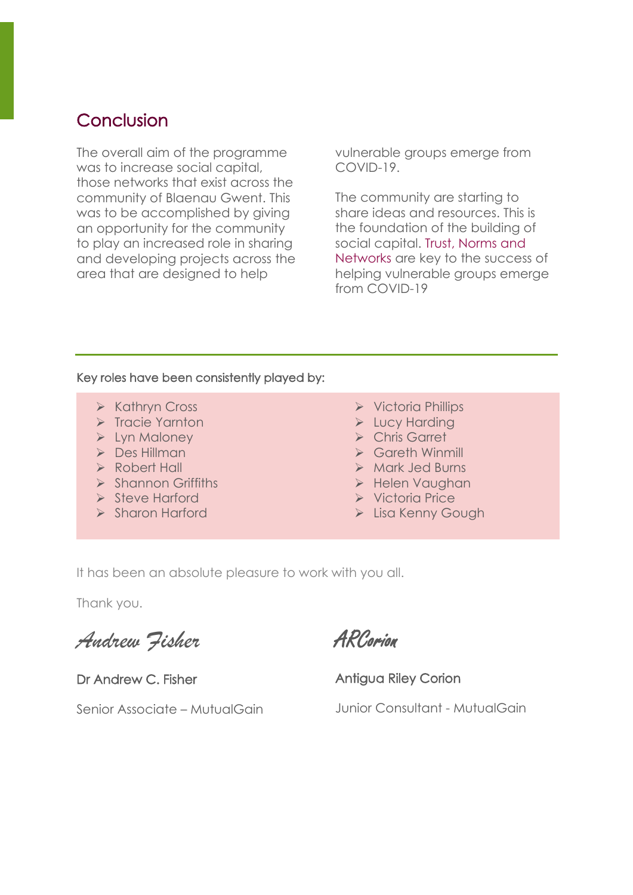## Conclusion

The overall aim of the programme was to increase social capital, those networks that exist across the community of Blaenau Gwent. This was to be accomplished by giving an opportunity for the community to play an increased role in sharing and developing projects across the area that are designed to help vulnerable groups emerge from COVID-19.

The community are starting to share ideas and resources. This is the foundation of the building of social capital. Trust, Norms and Networks are key to the success of helping vulnerable groups emerge from COVID-19

Key roles have been consistently played by:

- Kathryn Cross
- Tracie Yarnton
- Lyn Maloney
- Des Hillman
- Robert Hall
- Shannon Griffiths
- Steve Harford
- Sharon Harford
- Victoria Phillips
- Lucy Harding
- Chris Garret
- Gareth Winmill
- Mark Jed Burns
- Helen Vaughan
- Victoria Price
- Lisa Kenny Gough

It has been an absolute pleasure to work with you all.

Thank you.

*Andrew Fisher*

Dr Andrew C. Fisher

Senior Associate – MutualGain

*ARCorion*

Antigua Riley Corion

Junior Consultant - MutualGain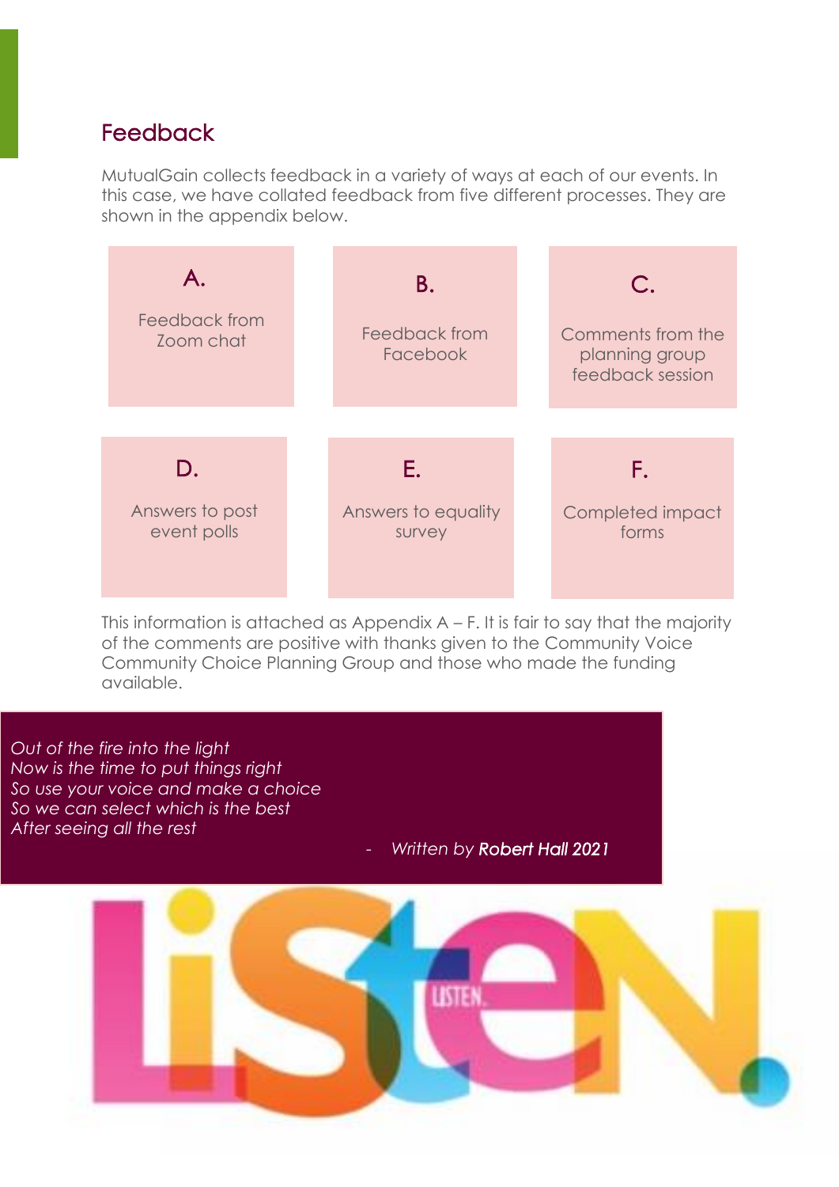## Feedback

MutualGain collects feedback in a variety of ways at each of our events. In this case, we have collated feedback from five different processes. They are shown in the appendix below.

**A.** Feedback from Zoom chat

**B.** Feedback from Facebook

**C.** Comments from the planning group feedback session

**D.** Answers to post event polls

**E.** Answers to equality survey

**F.** Completed impact forms

This information is attached as Appendix A – F. It is fair to say that the majority of the comments are positive with thanks given to the Community Voice Community Choice Planning Group and those who made the funding available.

*Out of the fire into the light*
*Now is the time to put things right*
*So use your voice and make a choice*
*So we can select which is the best*
*After seeing all the rest*

- *Written by **Robert Hall 2021***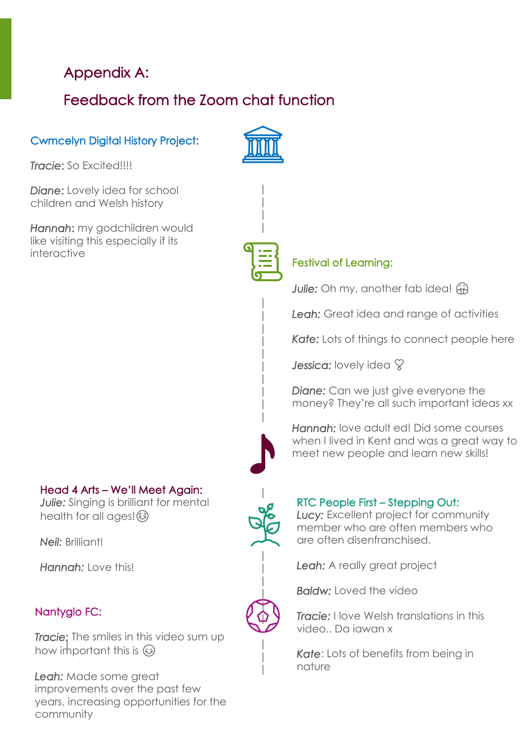# Appendix A:

## Feedback from the Zoom chat function

### Cwmcelyn Digital History Project:

*Tracie*: So Excited!!!!

*Diane*: Lovely idea for school children and Welsh history

*Hannah*: my godchildren would like visiting this especially if its interactive

### Festival of Learning:

*Julie:* Oh my, another fab idea! 😍

*Leah:* Great idea and range of activities

*Kate:* Lots of things to connect people here

*Jessica:* lovely idea ♀

*Diane:* Can we just give everyone the money? They're all such important ideas xx

*Hannah:* love adult ed! Did some courses when I lived in Kent and was a great way to meet new people and learn new skills!

### Head 4 Arts – We'll Meet Again:

*Julie:* Singing is brilliant for mental health for all ages!😊

*Neil:* Brilliant!

*Hannah:* Love this!

### RTC People First – Stepping Out:

*Lucy:* Excellent project for community member who are often members who are often disenfranchised.

*Leah:* A really great project

*Baldw:* Loved the video

*Tracie:* I love Welsh translations in this video.. Da iawan x

*Kate*: Lots of benefits from being in nature

### Nantyglo FC:

*Tracie:* The smiles in this video sum up how important this is 😊

*Leah:* Made some great improvements over the past few years, increasing opportunities for the community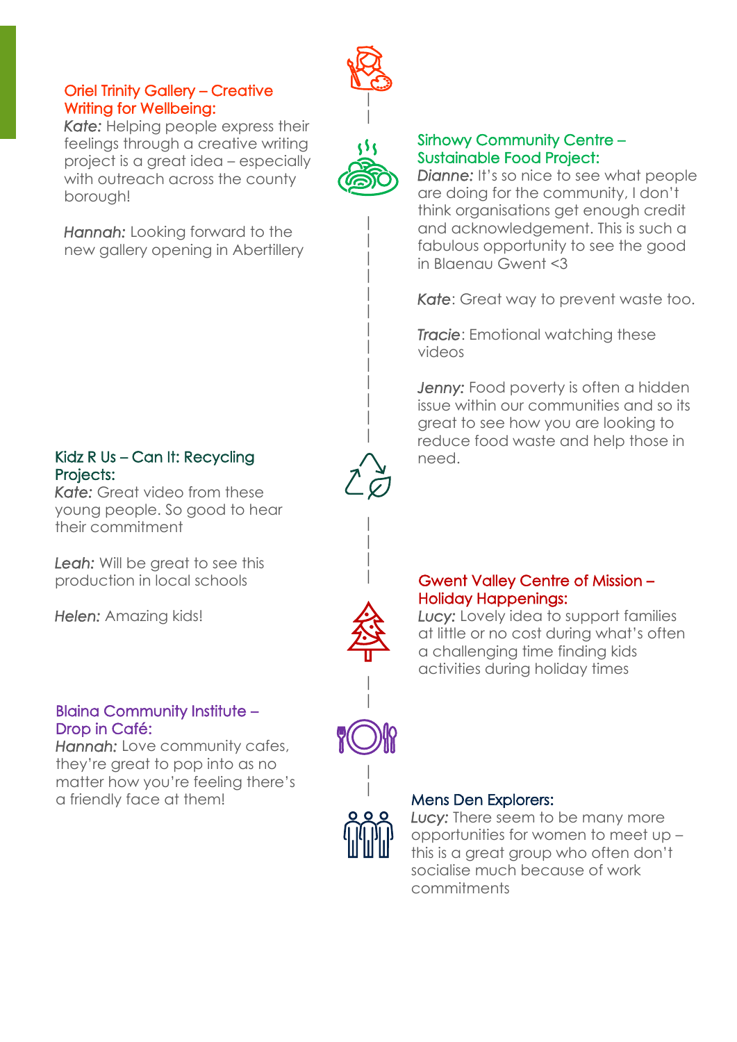### Oriel Trinity Gallery – Creative Writing for Wellbeing:

*Kate:* Helping people express their feelings through a creative writing project is a great idea – especially with outreach across the county borough!

*Hannah:* Looking forward to the new gallery opening in Abertillery

### Sirhowy Community Centre – Sustainable Food Project:

*Dianne:* It's so nice to see what people are doing for the community, I don't think organisations get enough credit and acknowledgement. This is such a fabulous opportunity to see the good in Blaenau Gwent <3

*Kate*: Great way to prevent waste too.

*Tracie*: Emotional watching these videos

*Jenny:* Food poverty is often a hidden issue within our communities and so its great to see how you are looking to reduce food waste and help those in need.

### Kidz R Us – Can It: Recycling Projects:

*Kate:* Great video from these young people. So good to hear their commitment

*Leah:* Will be great to see this production in local schools

*Helen:* Amazing kids!

### Gwent Valley Centre of Mission – Holiday Happenings:

*Lucy:* Lovely idea to support families at little or no cost during what's often a challenging time finding kids activities during holiday times

### Blaina Community Institute – Drop in Café:

*Hannah:* Love community cafes, they're great to pop into as no matter how you're feeling there's a friendly face at them!

### Mens Den Explorers:

*Lucy:* There seem to be many more opportunities for women to meet up – this is a great group who often don't socialise much because of work commitments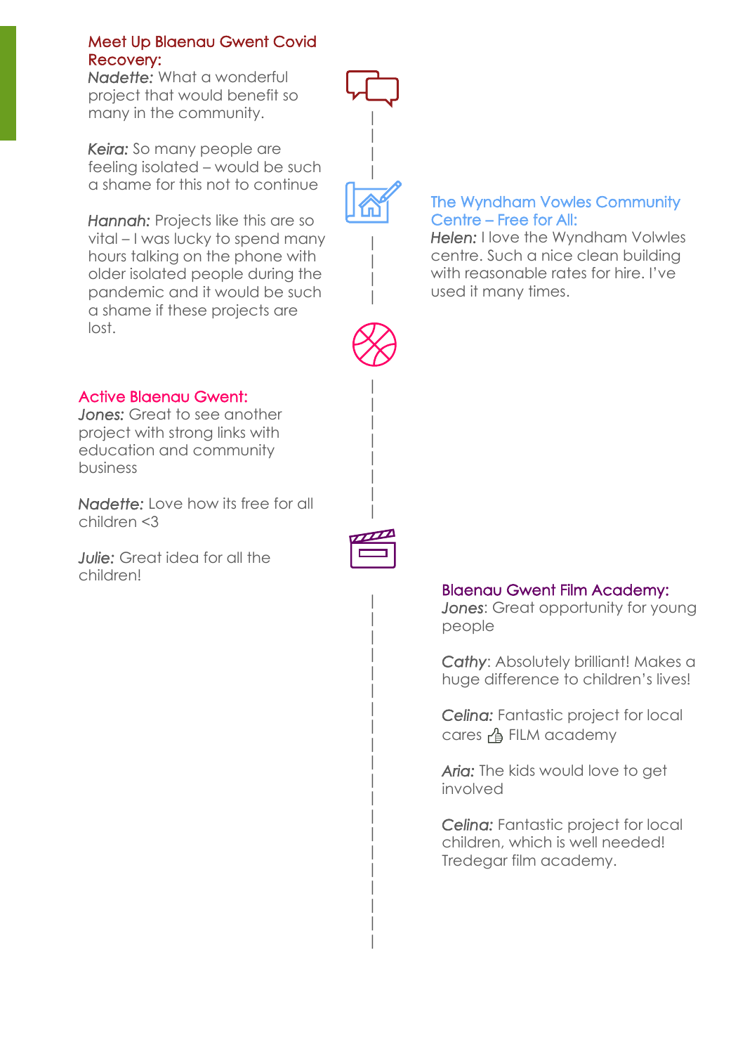### Meet Up Blaenau Gwent Covid Recovery:

*Nadette:* What a wonderful project that would benefit so many in the community.

*Keira:* So many people are feeling isolated – would be such a shame for this not to continue

*Hannah:* Projects like this are so vital – I was lucky to spend many hours talking on the phone with older isolated people during the pandemic and it would be such a shame if these projects are lost.

### The Wyndham Vowles Community Centre – Free for All:

*Helen:* I love the Wyndham Volwles centre. Such a nice clean building with reasonable rates for hire. I've used it many times.

### Active Blaenau Gwent:

*Jones:* Great to see another project with strong links with education and community business

*Nadette:* Love how its free for all children <3

*Julie:* Great idea for all the children!

### Blaenau Gwent Film Academy:

*Jones*: Great opportunity for young people

*Cathy*: Absolutely brilliant! Makes a huge difference to children's lives!

*Celina:* Fantastic project for local cares 👍 FILM academy

*Aria:* The kids would love to get involved

*Celina:* Fantastic project for local children, which is well needed! Tredegar film academy.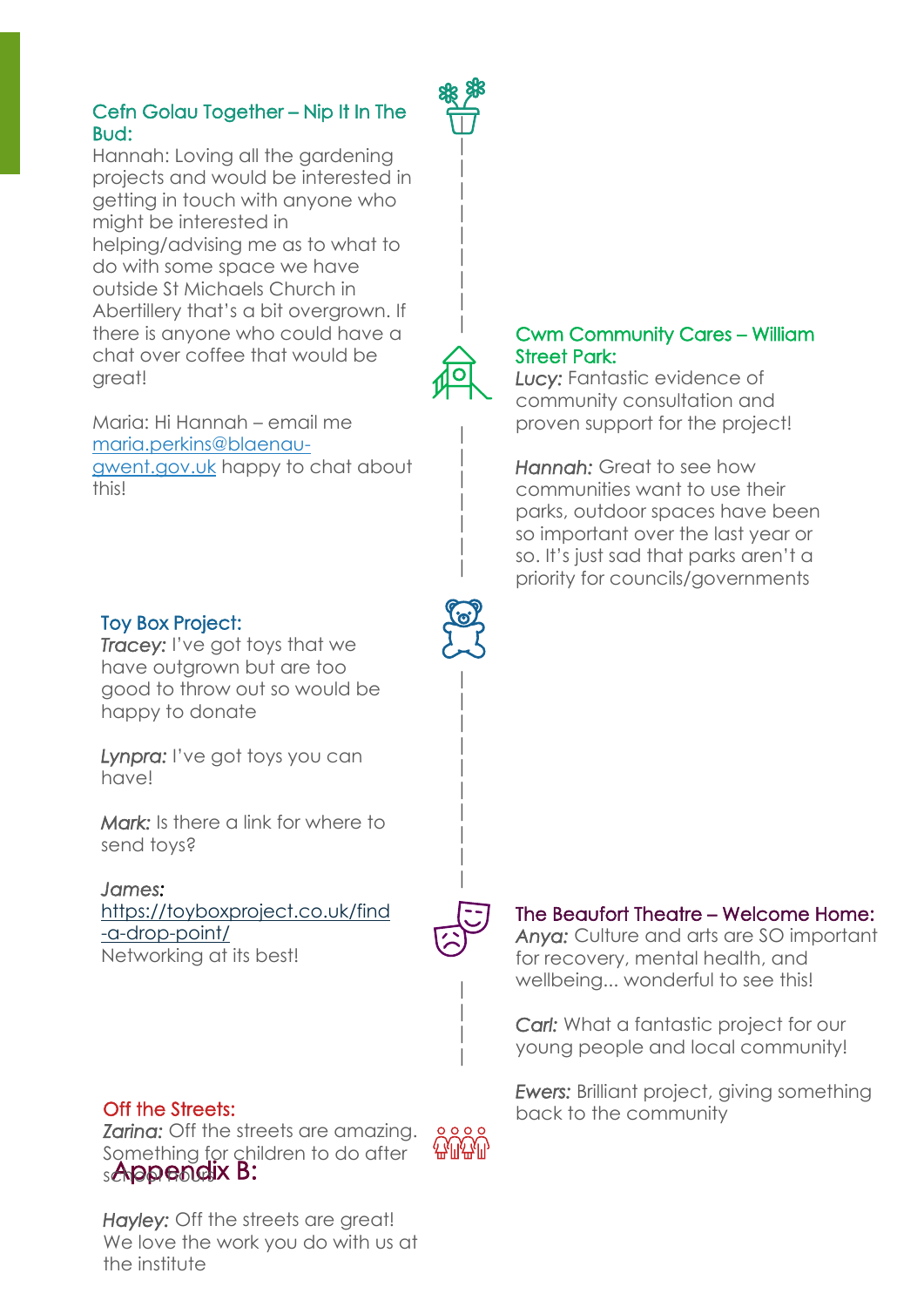### Cefn Golau Together – Nip It In The Bud:

Hannah: Loving all the gardening projects and would be interested in getting in touch with anyone who might be interested in helping/advising me as to what to do with some space we have outside St Michaels Church in Abertillery that's a bit overgrown. If there is anyone who could have a chat over coffee that would be great!

Maria: Hi Hannah – email me maria.perkins@blaenau-gwent.gov.uk happy to chat about this!

### Cwm Community Cares – William Street Park:

*Lucy:* Fantastic evidence of community consultation and proven support for the project!

*Hannah:* Great to see how communities want to use their parks, outdoor spaces have been so important over the last year or so. It's just sad that parks aren't a priority for councils/governments

### Toy Box Project:

*Tracey:* I've got toys that we have outgrown but are too good to throw out so would be happy to donate

*Lynpra:* I've got toys you can have!

*Mark:* Is there a link for where to send toys?

*James:* https://toyboxproject.co.uk/find-a-drop-point/
Networking at its best!

### The Beaufort Theatre – Welcome Home:

*Anya:* Culture and arts are SO important for recovery, mental health, and wellbeing... wonderful to see this!

*Carl:* What a fantastic project for our young people and local community!

*Ewers:* Brilliant project, giving something back to the community

### Off the Streets:

*Zarina:* Off the streets are amazing. Something for children to do after school hours

*Hayley:* Off the streets are great! We love the work you do with us at the institute

## Appendix B: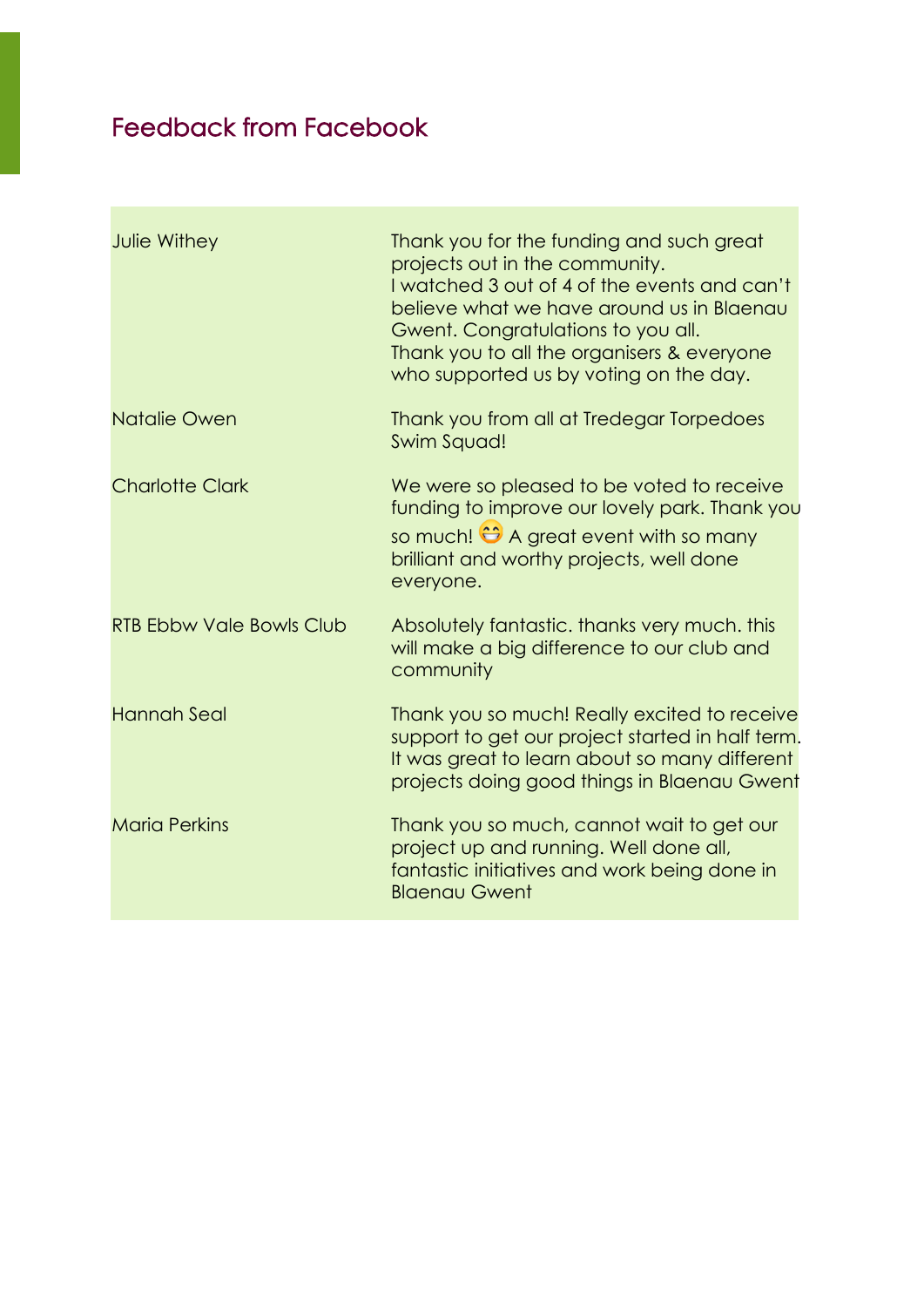## Feedback from Facebook

| | |
|---|---|
| Julie Withey | Thank you for the funding and such great projects out in the community.<br>I watched 3 out of 4 of the events and can't believe what we have around us in Blaenau Gwent. Congratulations to you all.<br>Thank you to all the organisers & everyone who supported us by voting on the day. |
| Natalie Owen | Thank you from all at Tredegar Torpedoes Swim Squad! |
| Charlotte Clark | We were so pleased to be voted to receive funding to improve our lovely park. Thank you so much! 😁 A great event with so many brilliant and worthy projects, well done everyone. |
| RTB Ebbw Vale Bowls Club | Absolutely fantastic. thanks very much. this will make a big difference to our club and community |
| Hannah Seal | Thank you so much! Really excited to receive support to get our project started in half term. It was great to learn about so many different projects doing good things in Blaenau Gwent |
| Maria Perkins | Thank you so much, cannot wait to get our project up and running. Well done all, fantastic initiatives and work being done in Blaenau Gwent |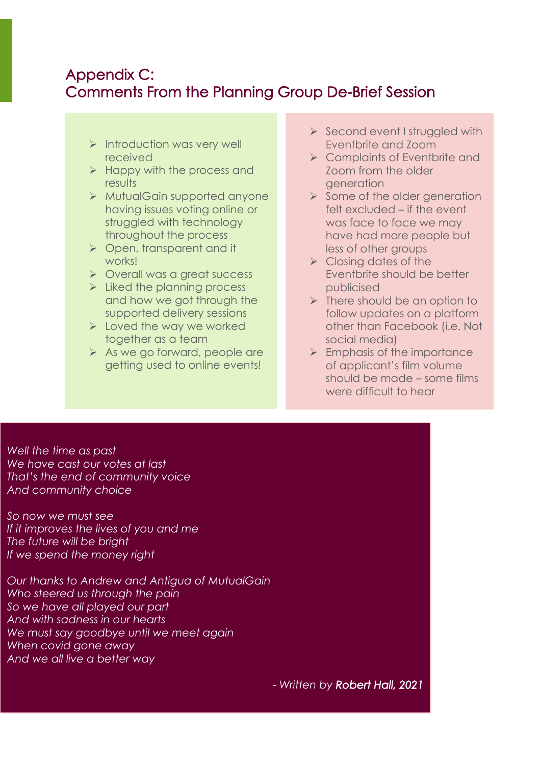## Appendix C:
## Comments From the Planning Group De-Brief Session

- Introduction was very well received
- Happy with the process and results
- MutualGain supported anyone having issues voting online or struggled with technology throughout the process
- Open, transparent and it works!
- Overall was a great success
- Liked the planning process and how we got through the supported delivery sessions
- Loved the way we worked together as a team
- As we go forward, people are getting used to online events!

- Second event I struggled with Eventbrite and Zoom
- Complaints of Eventbrite and Zoom from the older generation
- Some of the older generation felt excluded – if the event was face to face we may have had more people but less of other groups
- Closing dates of the Eventbrite should be better publicised
- There should be an option to follow updates on a platform other than Facebook (i.e. Not social media)
- Emphasis of the importance of applicant's film volume should be made – some films were difficult to hear

*Well the time as past*
*We have cast our votes at last*
*That's the end of community voice*
*And community choice*

*So now we must see*
*If it improves the lives of you and me*
*The future will be bright*
*If we spend the money right*

*Our thanks to Andrew and Antigua of MutualGain*
*Who steered us through the pain*
*So we have all played our part*
*And with sadness in our hearts*
*We must say goodbye until we meet again*
*When covid gone away*
*And we all live a better way*

*- Written by **Robert Hall, 2021***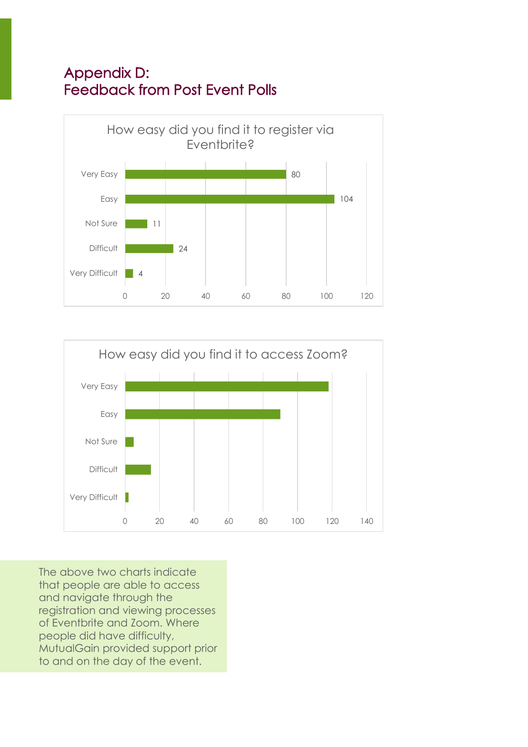# Appendix D: Feedback from Post Event Polls

How easy did you find it to register via Eventbrite?

Very Easy 80

Easy 104

Not Sure 11

Difficult 24

Very Difficult 4

0 20 40 60 80 100 120

How easy did you find it to access Zoom?

Very Easy

Easy

Not Sure

Difficult

Very Difficult

0 20 40 60 80 100 120 140

The above two charts indicate that people are able to access and navigate through the registration and viewing processes of Eventbrite and Zoom. Where people did have difficulty, MutualGain provided support prior to and on the day of the event.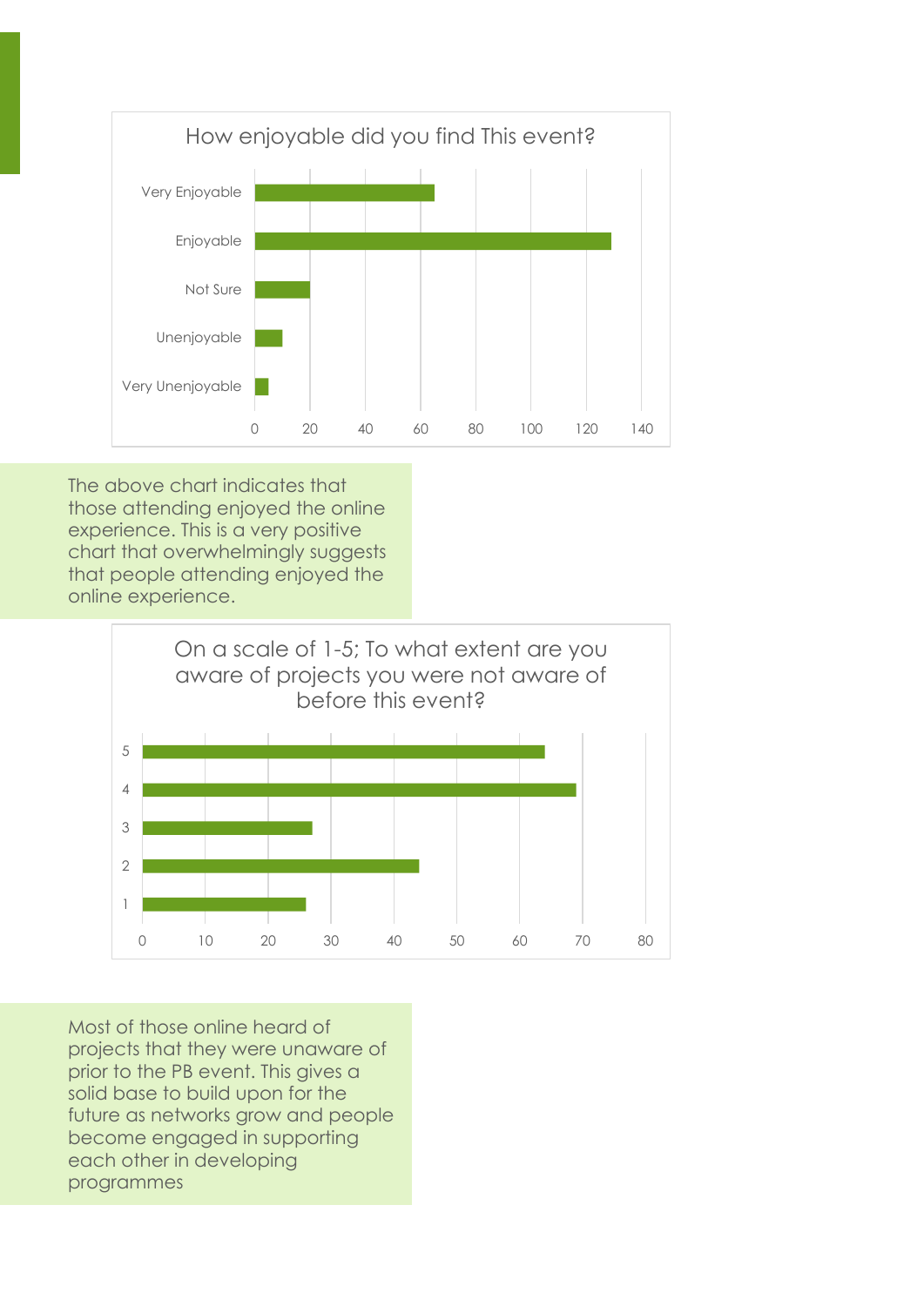How enjoyable did you find This event?

Very Enjoyable

Enjoyable

Not Sure

Unenjoyable

Very Unenjoyable

0 20 40 60 80 100 120 140

The above chart indicates that those attending enjoyed the online experience. This is a very positive chart that overwhelmingly suggests that people attending enjoyed the online experience.

On a scale of 1-5; To what extent are you aware of projects you were not aware of before this event?

5

4

3

2

1

0 10 20 30 40 50 60 70 80

Most of those online heard of projects that they were unaware of prior to the PB event. This gives a solid base to build upon for the future as networks grow and people become engaged in supporting each other in developing programmes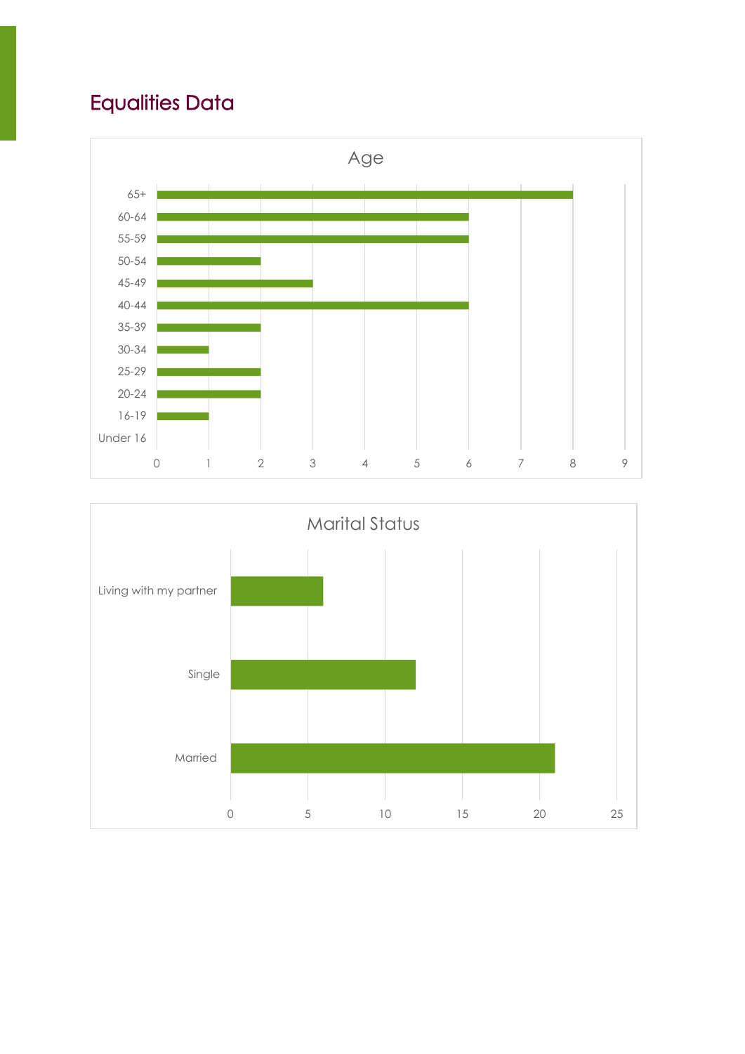## Equalities Data

Age

65+
60-64
55-59
50-54
45-49
40-44
35-39
30-34
25-29
20-24
16-19
Under 16

0 1 2 3 4 5 6 7 8 9

Marital Status

Living with my partner

Single

Married

0 5 10 15 20 25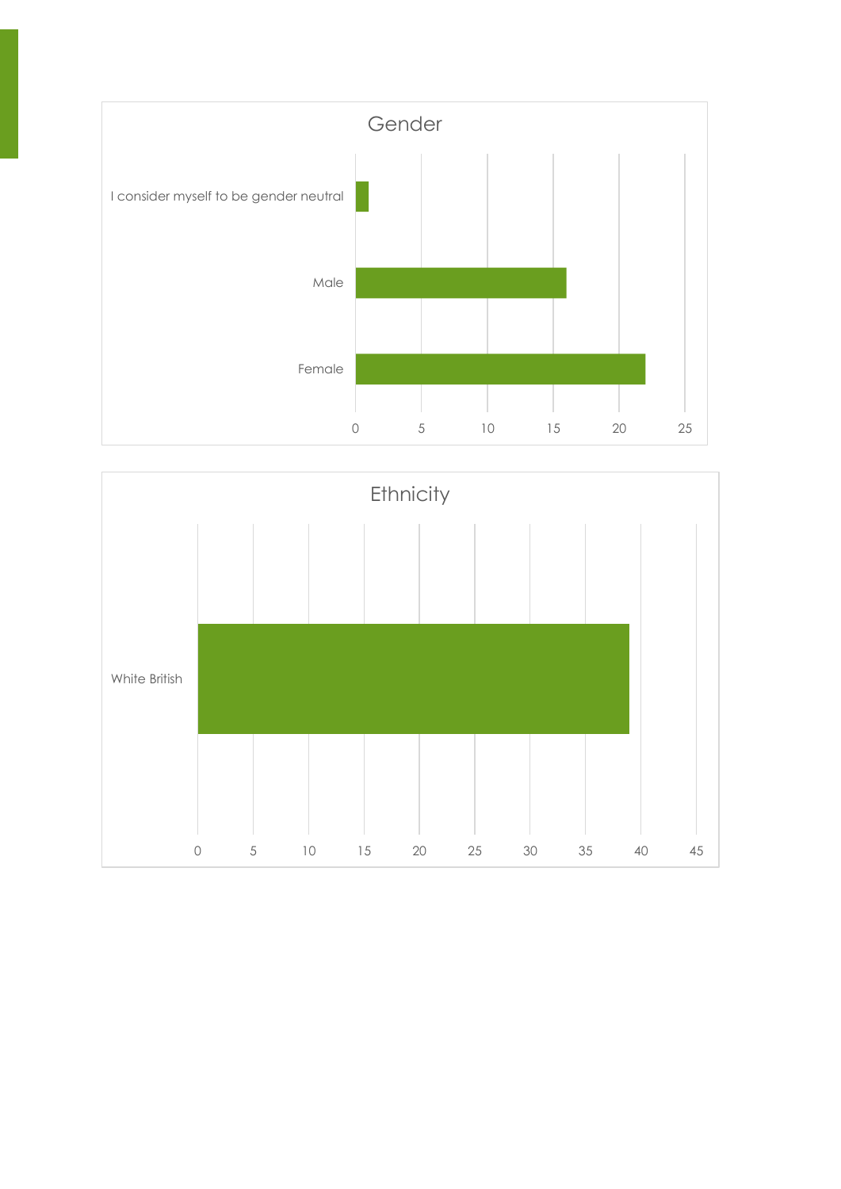Gender

I consider myself to be gender neutral

Male

Female

0 5 10 15 20 25

Ethnicity

White British

0 5 10 15 20 25 30 35 40 45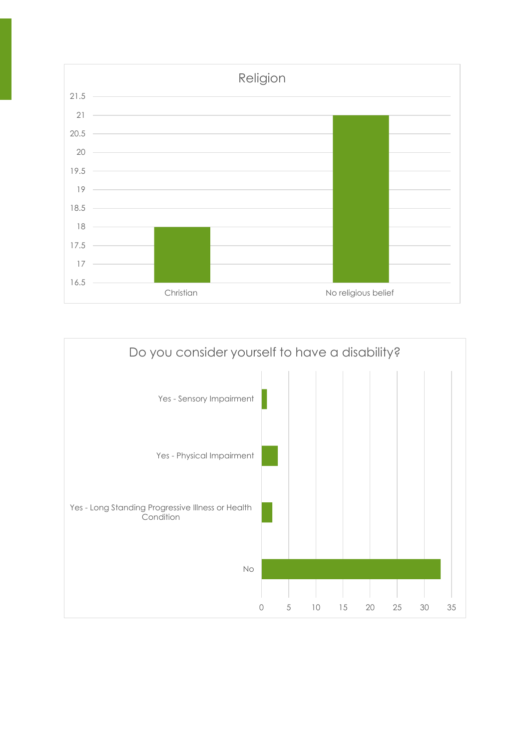Religion

21.5
21
20.5
20
19.5
19
18.5
18
17.5
17
16.5

Christian
No religious belief

Do you consider yourself to have a disability?

Yes - Sensory Impairment
Yes - Physical Impairment
Yes - Long Standing Progressive Illness or Health Condition
No

0 5 10 15 20 25 30 35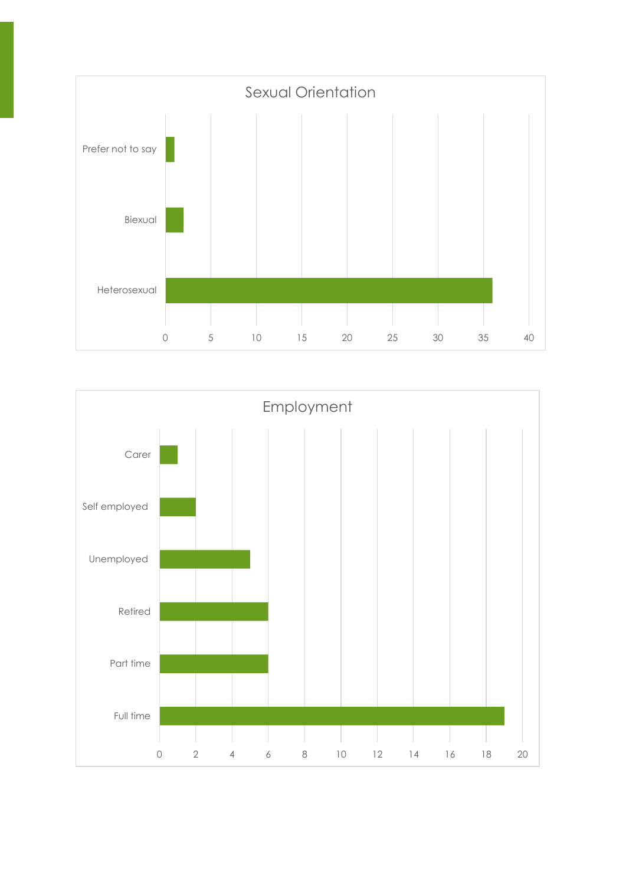Sexual Orientation

Prefer not to say

Biexual

Heterosexual

0 5 10 15 20 25 30 35 40

Employment

Carer

Self employed

Unemployed

Retired

Part time

Full time

0 2 4 6 8 10 12 14 16 18 20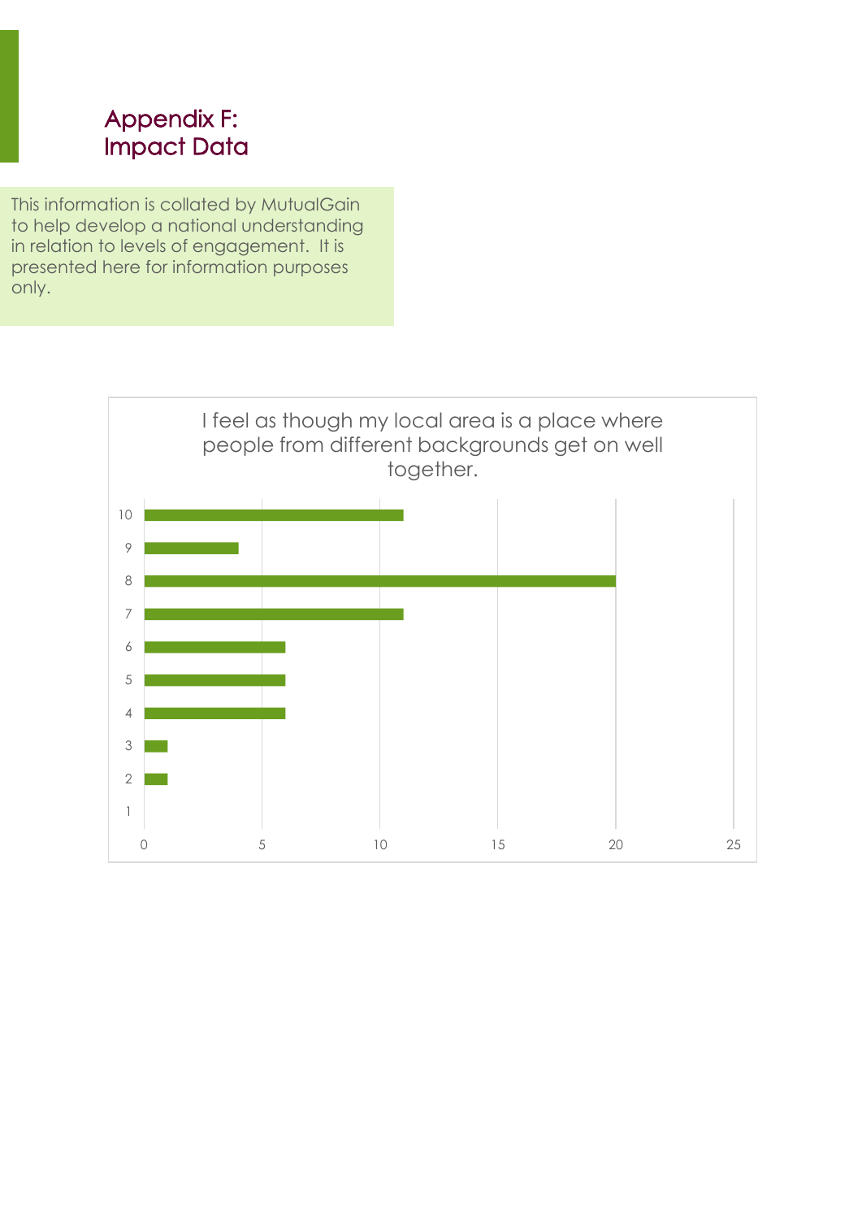# Appendix F: Impact Data

This information is collated by MutualGain to help develop a national understanding in relation to levels of engagement. It is presented here for information purposes only.

I feel as though my local area is a place where people from different backgrounds get on well together.

10
9
8
7
6
5
4
3
2
1

0 5 10 15 20 25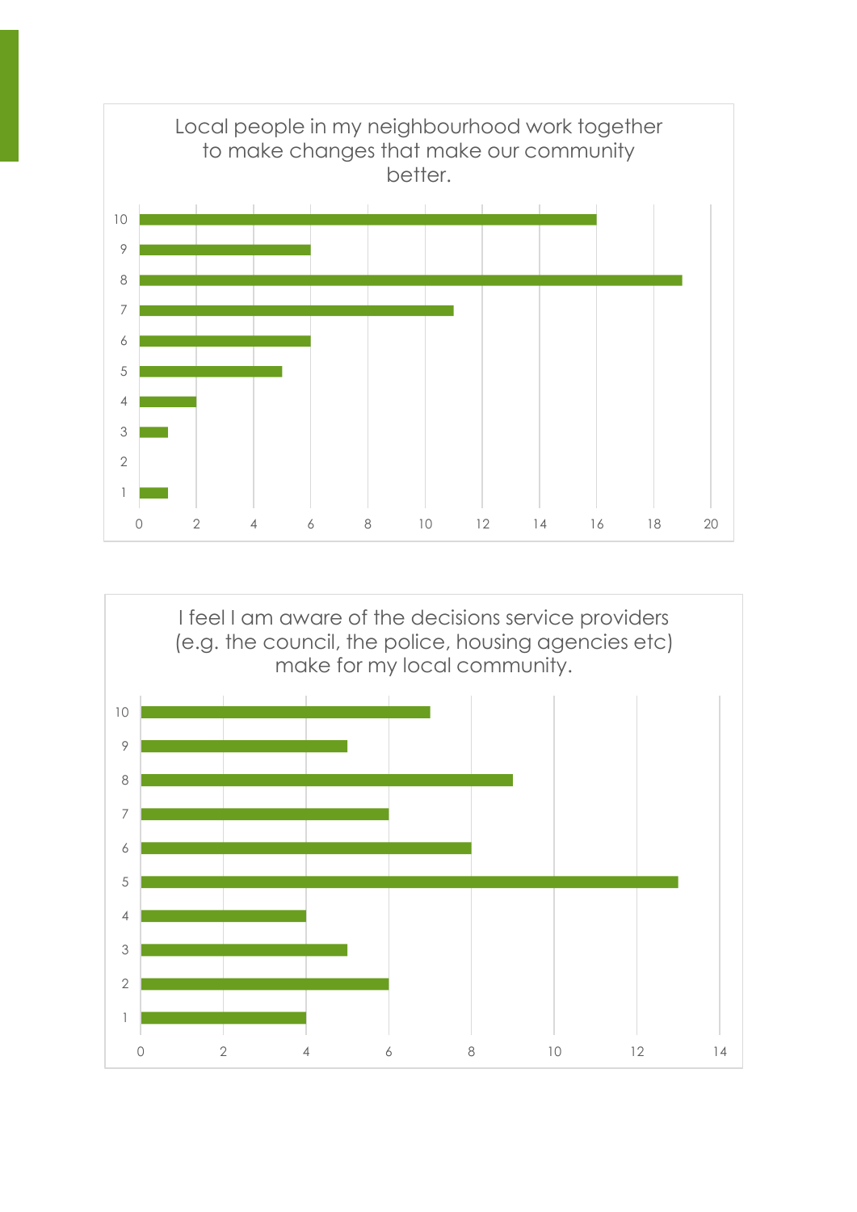Local people in my neighbourhood work together to make changes that make our community better.

10
9
8
7
6
5
4
3
2
1

0 2 4 6 8 10 12 14 16 18 20

I feel I am aware of the decisions service providers (e.g. the council, the police, housing agencies etc) make for my local community.

10
9
8
7
6
5
4
3
2
1

0 2 4 6 8 10 12 14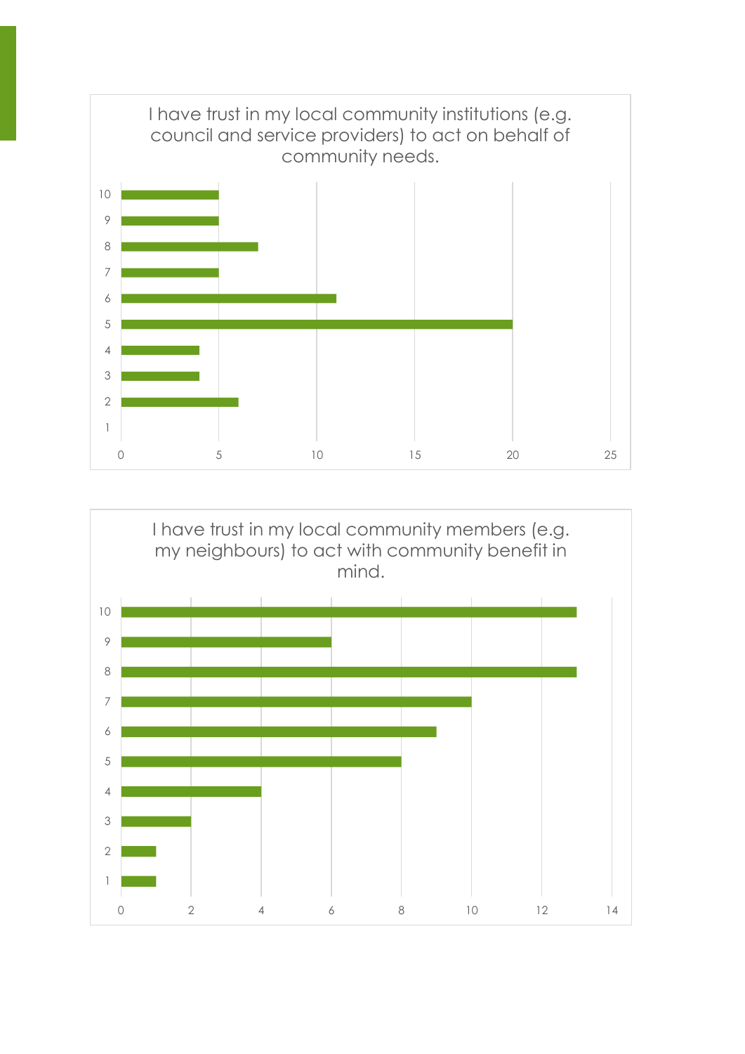I have trust in my local community institutions (e.g. council and service providers) to act on behalf of community needs.

10
9
8
7
6
5
4
3
2
1

0 5 10 15 20 25

I have trust in my local community members (e.g. my neighbours) to act with community benefit in mind.

10
9
8
7
6
5
4
3
2
1

0 2 4 6 8 10 12 14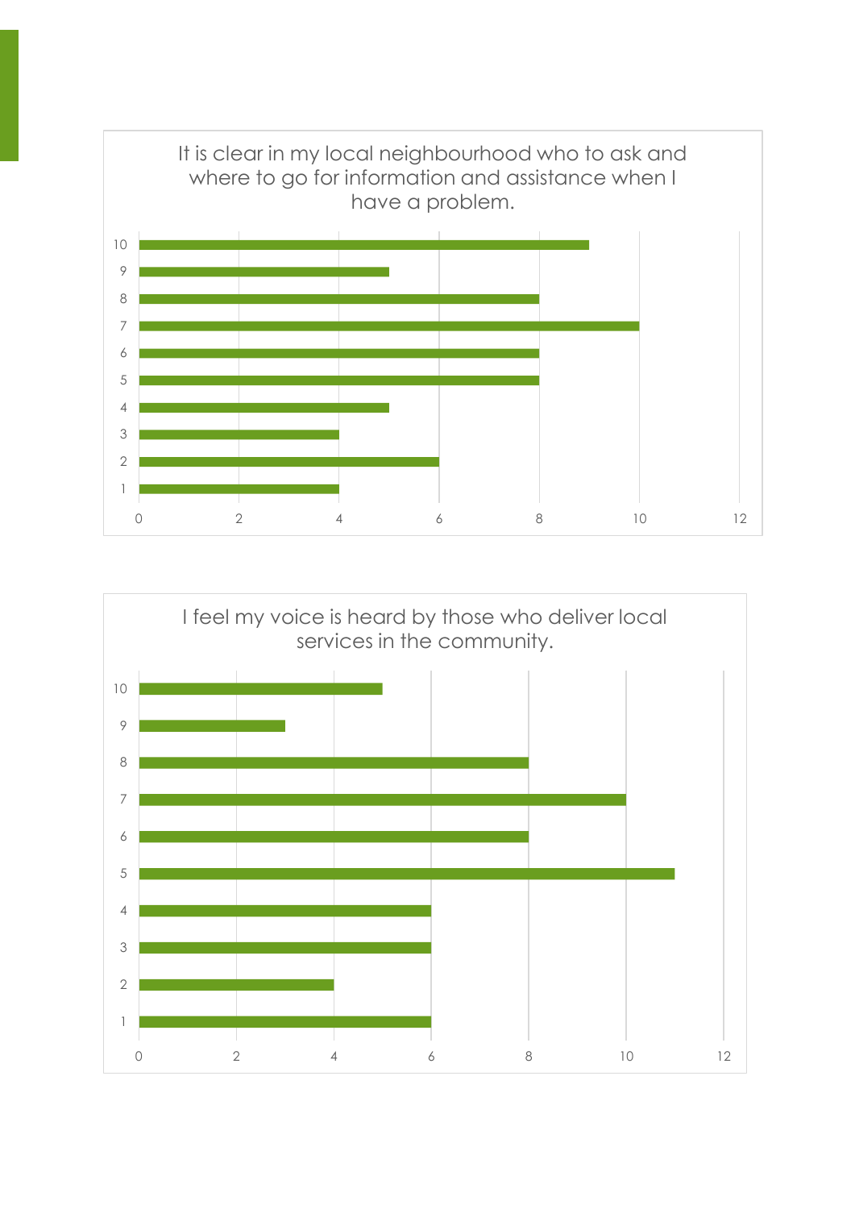It is clear in my local neighbourhood who to ask and where to go for information and assistance when I have a problem.

10
9
8
7
6
5
4
3
2
1

0 2 4 6 8 10 12

I feel my voice is heard by those who deliver local services in the community.

10
9
8
7
6
5
4
3
2
1

0 2 4 6 8 10 12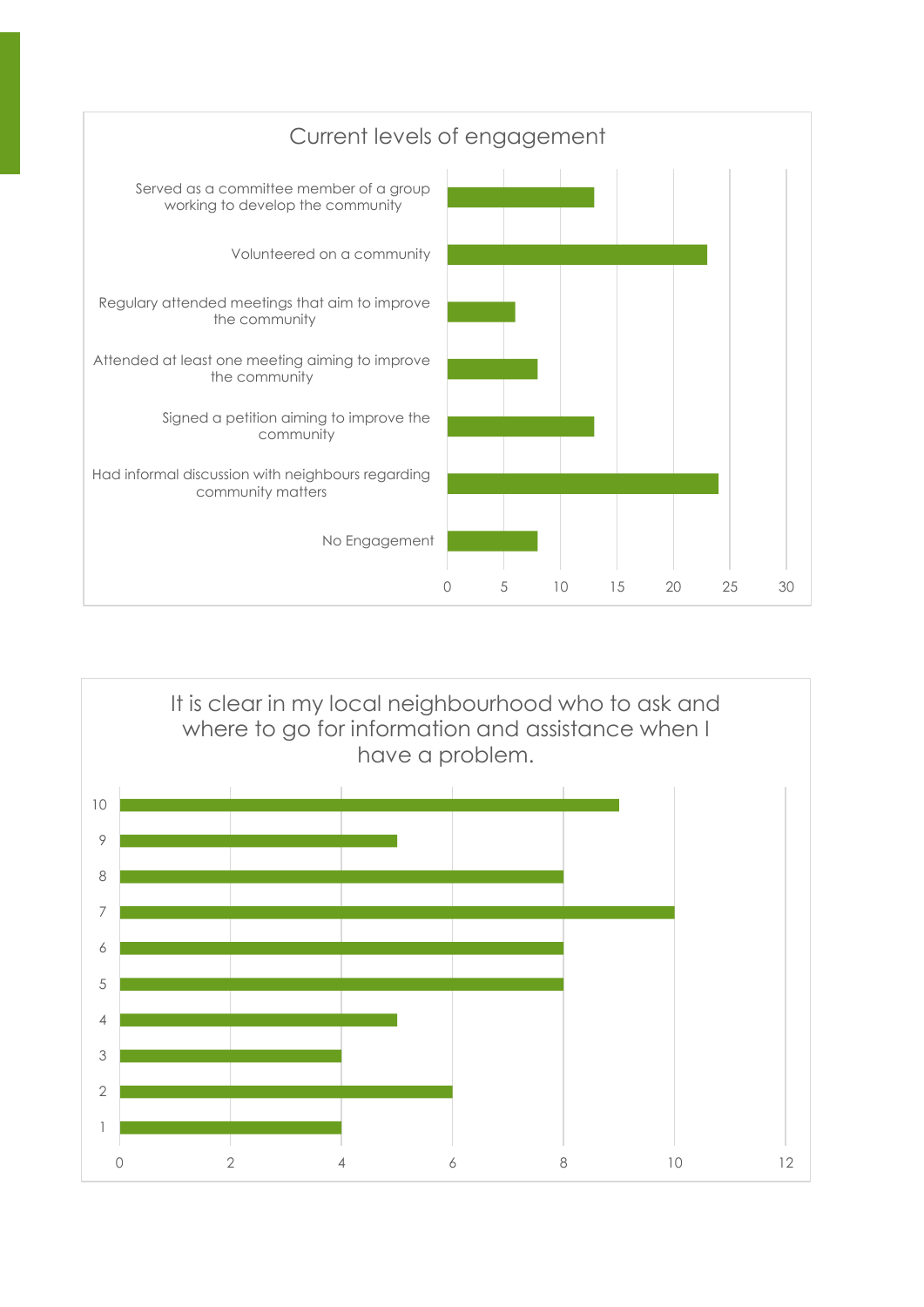Current levels of engagement

Served as a committee member of a group working to develop the community

Volunteered on a community

Regulary attended meetings that aim to improve the community

Attended at least one meeting aiming to improve the community

Signed a petition aiming to improve the community

Had informal discussion with neighbours regarding community matters

No Engagement

0 5 10 15 20 25 30

It is clear in my local neighbourhood who to ask and where to go for information and assistance when I have a problem.

10
9
8
7
6
5
4
3
2
1

0 2 4 6 8 10 12